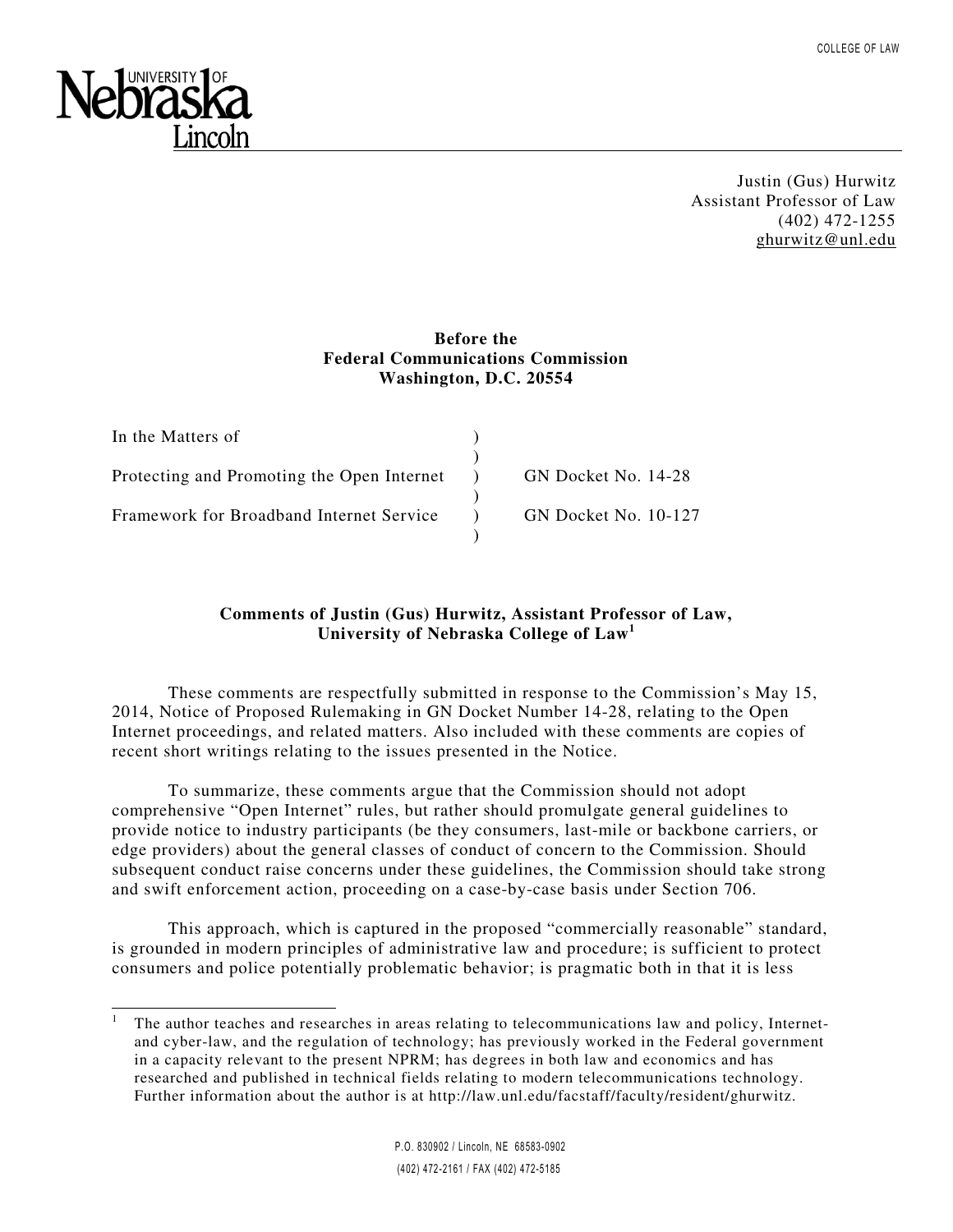COLLEGE OF LAW

University of Nebraska Lincoln

Justin (Gus) Hurwitz
Assistant Professor of Law
(402) 472-1255
ghurwitz@unl.edu

**Before the**
**Federal Communications Commission**
**Washington, D.C. 20554**

| | | |
|---|---|---|
| In the Matters of | ) | |
| | ) | |
| Protecting and Promoting the Open Internet | ) | GN Docket No. 14-28 |
| | ) | |
| Framework for Broadband Internet Service | ) | GN Docket No. 10-127 |
| | ) | |

**Comments of Justin (Gus) Hurwitz, Assistant Professor of Law, University of Nebraska College of Law[1]**

These comments are respectfully submitted in response to the Commission's May 15, 2014, Notice of Proposed Rulemaking in GN Docket Number 14-28, relating to the Open Internet proceedings, and related matters. Also included with these comments are copies of recent short writings relating to the issues presented in the Notice.

To summarize, these comments argue that the Commission should not adopt comprehensive "Open Internet" rules, but rather should promulgate general guidelines to provide notice to industry participants (be they consumers, last-mile or backbone carriers, or edge providers) about the general classes of conduct of concern to the Commission. Should subsequent conduct raise concerns under these guidelines, the Commission should take strong and swift enforcement action, proceeding on a case-by-case basis under Section 706.

This approach, which is captured in the proposed "commercially reasonable" standard, is grounded in modern principles of administrative law and procedure; is sufficient to protect consumers and police potentially problematic behavior; is pragmatic both in that it is less

[1] The author teaches and researches in areas relating to telecommunications law and policy, Internet- and cyber-law, and the regulation of technology; has previously worked in the Federal government in a capacity relevant to the present NPRM; has degrees in both law and economics and has researched and published in technical fields relating to modern telecommunications technology. Further information about the author is at http://law.unl.edu/facstaff/faculty/resident/ghurwitz.

P.O. 830902 / Lincoln, NE 68583-0902
(402) 472-2161 / FAX (402) 472-5185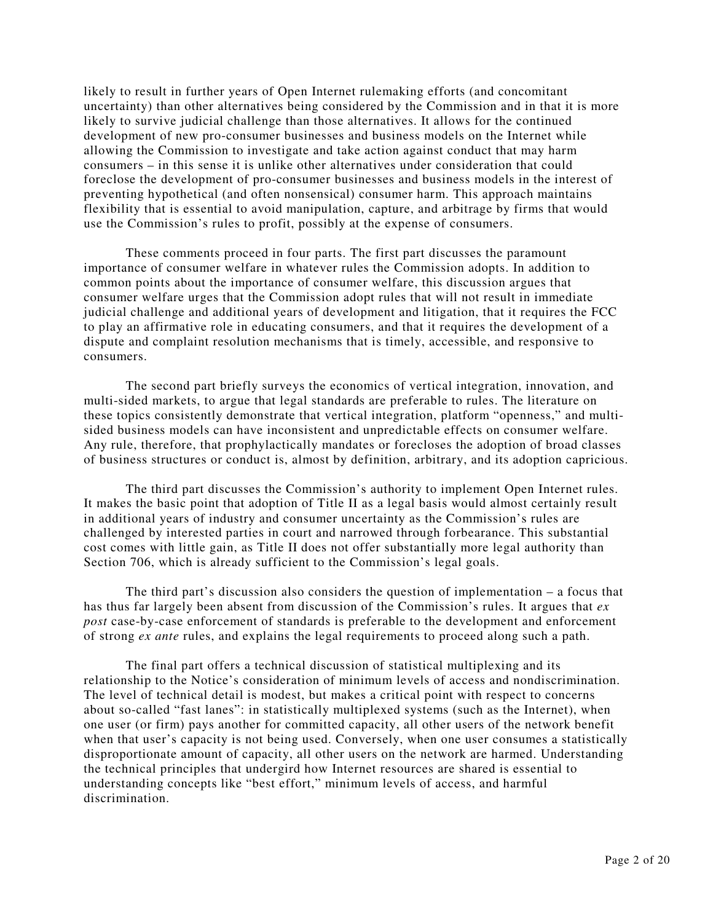likely to result in further years of Open Internet rulemaking efforts (and concomitant uncertainty) than other alternatives being considered by the Commission and in that it is more likely to survive judicial challenge than those alternatives. It allows for the continued development of new pro-consumer businesses and business models on the Internet while allowing the Commission to investigate and take action against conduct that may harm consumers – in this sense it is unlike other alternatives under consideration that could foreclose the development of pro-consumer businesses and business models in the interest of preventing hypothetical (and often nonsensical) consumer harm. This approach maintains flexibility that is essential to avoid manipulation, capture, and arbitrage by firms that would use the Commission's rules to profit, possibly at the expense of consumers.

These comments proceed in four parts. The first part discusses the paramount importance of consumer welfare in whatever rules the Commission adopts. In addition to common points about the importance of consumer welfare, this discussion argues that consumer welfare urges that the Commission adopt rules that will not result in immediate judicial challenge and additional years of development and litigation, that it requires the FCC to play an affirmative role in educating consumers, and that it requires the development of a dispute and complaint resolution mechanisms that is timely, accessible, and responsive to consumers.

The second part briefly surveys the economics of vertical integration, innovation, and multi-sided markets, to argue that legal standards are preferable to rules. The literature on these topics consistently demonstrate that vertical integration, platform "openness," and multi-sided business models can have inconsistent and unpredictable effects on consumer welfare. Any rule, therefore, that prophylactically mandates or forecloses the adoption of broad classes of business structures or conduct is, almost by definition, arbitrary, and its adoption capricious.

The third part discusses the Commission's authority to implement Open Internet rules. It makes the basic point that adoption of Title II as a legal basis would almost certainly result in additional years of industry and consumer uncertainty as the Commission's rules are challenged by interested parties in court and narrowed through forbearance. This substantial cost comes with little gain, as Title II does not offer substantially more legal authority than Section 706, which is already sufficient to the Commission's legal goals.

The third part's discussion also considers the question of implementation – a focus that has thus far largely been absent from discussion of the Commission's rules. It argues that *ex post* case-by-case enforcement of standards is preferable to the development and enforcement of strong *ex ante* rules, and explains the legal requirements to proceed along such a path.

The final part offers a technical discussion of statistical multiplexing and its relationship to the Notice's consideration of minimum levels of access and nondiscrimination. The level of technical detail is modest, but makes a critical point with respect to concerns about so-called "fast lanes": in statistically multiplexed systems (such as the Internet), when one user (or firm) pays another for committed capacity, all other users of the network benefit when that user's capacity is not being used. Conversely, when one user consumes a statistically disproportionate amount of capacity, all other users on the network are harmed. Understanding the technical principles that undergird how Internet resources are shared is essential to understanding concepts like "best effort," minimum levels of access, and harmful discrimination.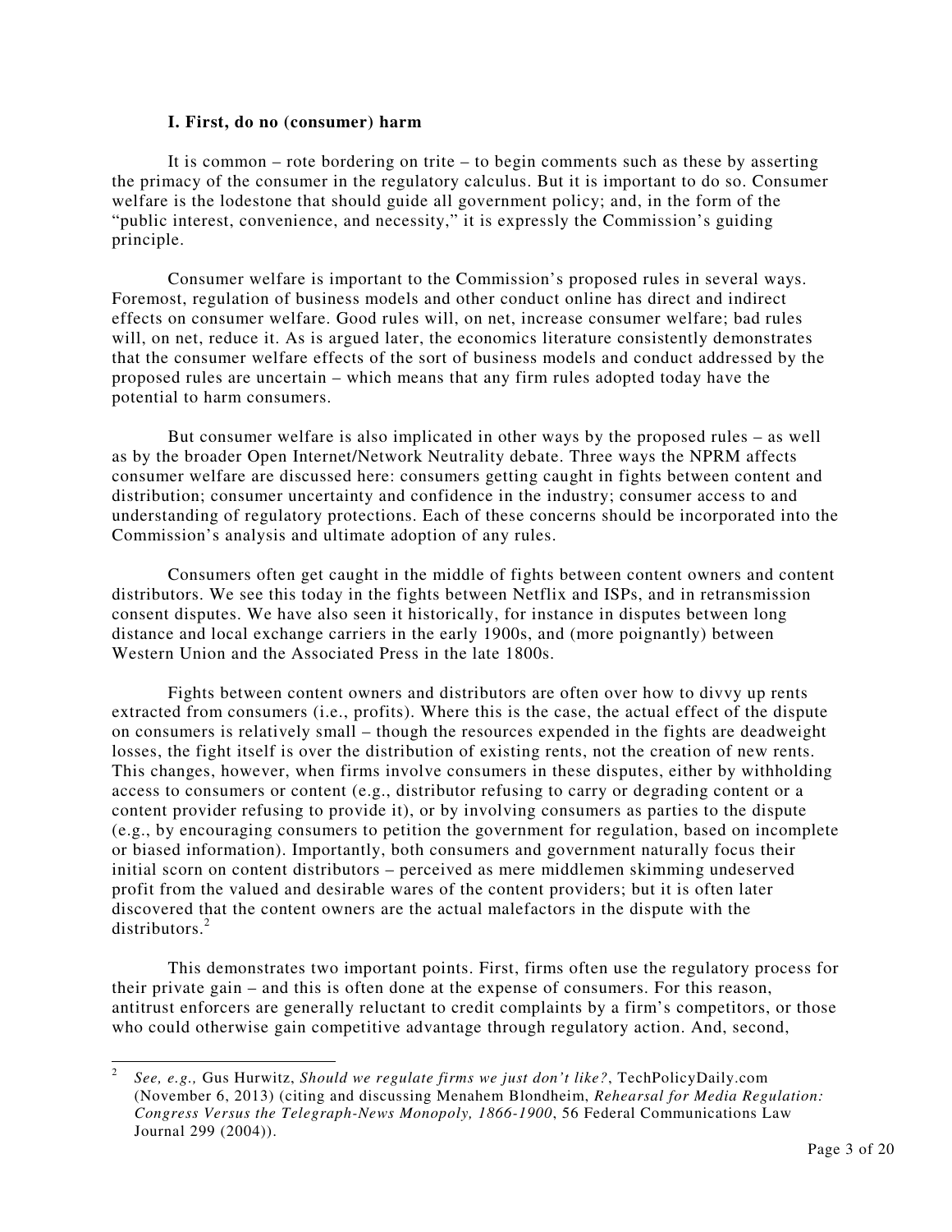### I. First, do no (consumer) harm

It is common – rote bordering on trite – to begin comments such as these by asserting the primacy of the consumer in the regulatory calculus. But it is important to do so. Consumer welfare is the lodestone that should guide all government policy; and, in the form of the "public interest, convenience, and necessity," it is expressly the Commission's guiding principle.

Consumer welfare is important to the Commission's proposed rules in several ways. Foremost, regulation of business models and other conduct online has direct and indirect effects on consumer welfare. Good rules will, on net, increase consumer welfare; bad rules will, on net, reduce it. As is argued later, the economics literature consistently demonstrates that the consumer welfare effects of the sort of business models and conduct addressed by the proposed rules are uncertain – which means that any firm rules adopted today have the potential to harm consumers.

But consumer welfare is also implicated in other ways by the proposed rules – as well as by the broader Open Internet/Network Neutrality debate. Three ways the NPRM affects consumer welfare are discussed here: consumers getting caught in fights between content and distribution; consumer uncertainty and confidence in the industry; consumer access to and understanding of regulatory protections. Each of these concerns should be incorporated into the Commission's analysis and ultimate adoption of any rules.

Consumers often get caught in the middle of fights between content owners and content distributors. We see this today in the fights between Netflix and ISPs, and in retransmission consent disputes. We have also seen it historically, for instance in disputes between long distance and local exchange carriers in the early 1900s, and (more poignantly) between Western Union and the Associated Press in the late 1800s.

Fights between content owners and distributors are often over how to divvy up rents extracted from consumers (i.e., profits). Where this is the case, the actual effect of the dispute on consumers is relatively small – though the resources expended in the fights are deadweight losses, the fight itself is over the distribution of existing rents, not the creation of new rents. This changes, however, when firms involve consumers in these disputes, either by withholding access to consumers or content (e.g., distributor refusing to carry or degrading content or a content provider refusing to provide it), or by involving consumers as parties to the dispute (e.g., by encouraging consumers to petition the government for regulation, based on incomplete or biased information). Importantly, both consumers and government naturally focus their initial scorn on content distributors – perceived as mere middlemen skimming undeserved profit from the valued and desirable wares of the content providers; but it is often later discovered that the content owners are the actual malefactors in the dispute with the distributors.[2]

This demonstrates two important points. First, firms often use the regulatory process for their private gain – and this is often done at the expense of consumers. For this reason, antitrust enforcers are generally reluctant to credit complaints by a firm's competitors, or those who could otherwise gain competitive advantage through regulatory action. And, second,

---

[2] *See, e.g.,* Gus Hurwitz, *Should we regulate firms we just don't like?*, TechPolicyDaily.com (November 6, 2013) (citing and discussing Menahem Blondheim, *Rehearsal for Media Regulation: Congress Versus the Telegraph-News Monopoly, 1866-1900*, 56 Federal Communications Law Journal 299 (2004)).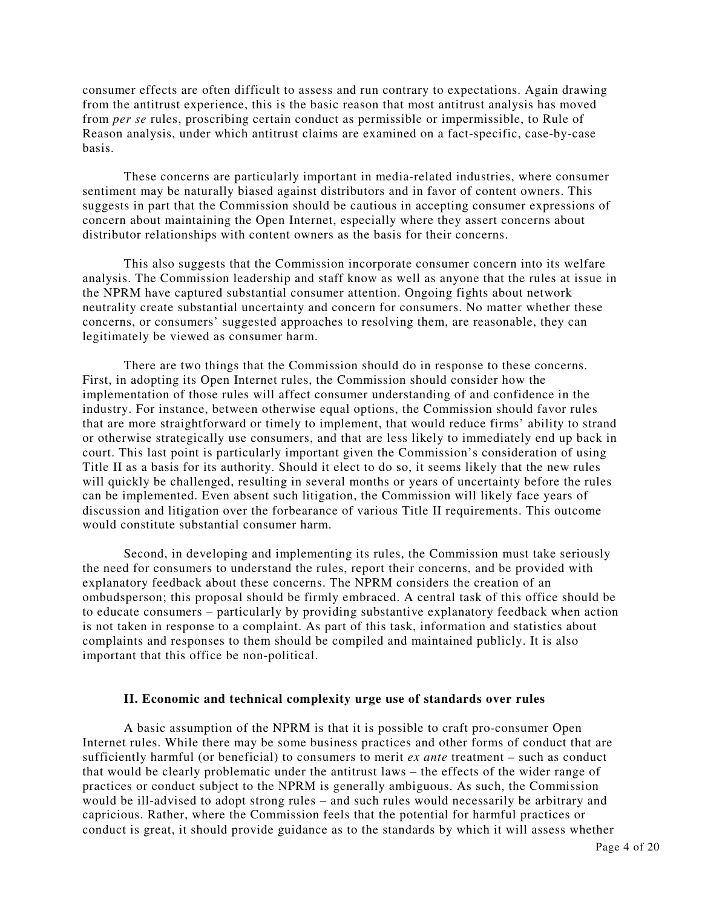consumer effects are often difficult to assess and run contrary to expectations. Again drawing from the antitrust experience, this is the basic reason that most antitrust analysis has moved from *per se* rules, proscribing certain conduct as permissible or impermissible, to Rule of Reason analysis, under which antitrust claims are examined on a fact-specific, case-by-case basis.

These concerns are particularly important in media-related industries, where consumer sentiment may be naturally biased against distributors and in favor of content owners. This suggests in part that the Commission should be cautious in accepting consumer expressions of concern about maintaining the Open Internet, especially where they assert concerns about distributor relationships with content owners as the basis for their concerns.

This also suggests that the Commission incorporate consumer concern into its welfare analysis. The Commission leadership and staff know as well as anyone that the rules at issue in the NPRM have captured substantial consumer attention. Ongoing fights about network neutrality create substantial uncertainty and concern for consumers. No matter whether these concerns, or consumers' suggested approaches to resolving them, are reasonable, they can legitimately be viewed as consumer harm.

There are two things that the Commission should do in response to these concerns. First, in adopting its Open Internet rules, the Commission should consider how the implementation of those rules will affect consumer understanding of and confidence in the industry. For instance, between otherwise equal options, the Commission should favor rules that are more straightforward or timely to implement, that would reduce firms' ability to strand or otherwise strategically use consumers, and that are less likely to immediately end up back in court. This last point is particularly important given the Commission's consideration of using Title II as a basis for its authority. Should it elect to do so, it seems likely that the new rules will quickly be challenged, resulting in several months or years of uncertainty before the rules can be implemented. Even absent such litigation, the Commission will likely face years of discussion and litigation over the forbearance of various Title II requirements. This outcome would constitute substantial consumer harm.

Second, in developing and implementing its rules, the Commission must take seriously the need for consumers to understand the rules, report their concerns, and be provided with explanatory feedback about these concerns. The NPRM considers the creation of an ombudsperson; this proposal should be firmly embraced. A central task of this office should be to educate consumers – particularly by providing substantive explanatory feedback when action is not taken in response to a complaint. As part of this task, information and statistics about complaints and responses to them should be compiled and maintained publicly. It is also important that this office be non-political.

### II. Economic and technical complexity urge use of standards over rules

A basic assumption of the NPRM is that it is possible to craft pro-consumer Open Internet rules. While there may be some business practices and other forms of conduct that are sufficiently harmful (or beneficial) to consumers to merit *ex ante* treatment – such as conduct that would be clearly problematic under the antitrust laws – the effects of the wider range of practices or conduct subject to the NPRM is generally ambiguous. As such, the Commission would be ill-advised to adopt strong rules – and such rules would necessarily be arbitrary and capricious. Rather, where the Commission feels that the potential for harmful practices or conduct is great, it should provide guidance as to the standards by which it will assess whether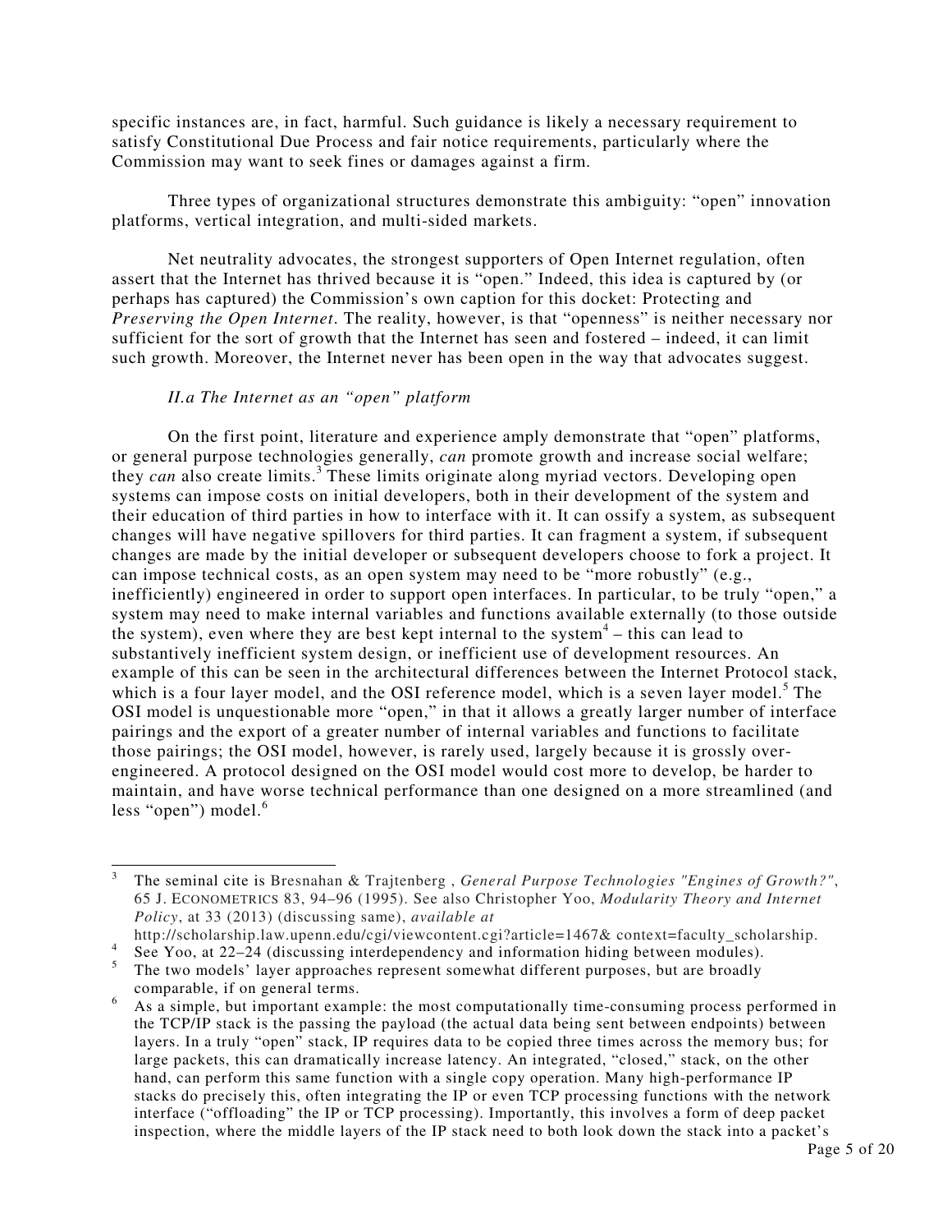specific instances are, in fact, harmful. Such guidance is likely a necessary requirement to satisfy Constitutional Due Process and fair notice requirements, particularly where the Commission may want to seek fines or damages against a firm.

Three types of organizational structures demonstrate this ambiguity: "open" innovation platforms, vertical integration, and multi-sided markets.

Net neutrality advocates, the strongest supporters of Open Internet regulation, often assert that the Internet has thrived because it is "open." Indeed, this idea is captured by (or perhaps has captured) the Commission's own caption for this docket: Protecting and *Preserving the Open Internet*. The reality, however, is that "openness" is neither necessary nor sufficient for the sort of growth that the Internet has seen and fostered – indeed, it can limit such growth. Moreover, the Internet never has been open in the way that advocates suggest.

### *II.a The Internet as an "open" platform*

On the first point, literature and experience amply demonstrate that "open" platforms, or general purpose technologies generally, *can* promote growth and increase social welfare; they *can* also create limits.[3] These limits originate along myriad vectors. Developing open systems can impose costs on initial developers, both in their development of the system and their education of third parties in how to interface with it. It can ossify a system, as subsequent changes will have negative spillovers for third parties. It can fragment a system, if subsequent changes are made by the initial developer or subsequent developers choose to fork a project. It can impose technical costs, as an open system may need to be "more robustly" (e.g., inefficiently) engineered in order to support open interfaces. In particular, to be truly "open," a system may need to make internal variables and functions available externally (to those outside the system), even where they are best kept internal to the system[4] – this can lead to substantively inefficient system design, or inefficient use of development resources. An example of this can be seen in the architectural differences between the Internet Protocol stack, which is a four layer model, and the OSI reference model, which is a seven layer model.[5] The OSI model is unquestionable more "open," in that it allows a greatly larger number of interface pairings and the export of a greater number of internal variables and functions to facilitate those pairings; the OSI model, however, is rarely used, largely because it is grossly over-engineered. A protocol designed on the OSI model would cost more to develop, be harder to maintain, and have worse technical performance than one designed on a more streamlined (and less "open") model.[6]

---

[3] The seminal cite is Bresnahan & Trajtenberg , *General Purpose Technologies "Engines of Growth?"*, 65 J. ECONOMETRICS 83, 94–96 (1995). See also Christopher Yoo, *Modularity Theory and Internet Policy*, at 33 (2013) (discussing same), *available at* http://scholarship.law.upenn.edu/cgi/viewcontent.cgi?article=1467& context=faculty_scholarship.

[4] See Yoo, at 22–24 (discussing interdependency and information hiding between modules).

[5] The two models' layer approaches represent somewhat different purposes, but are broadly comparable, if on general terms.

[6] As a simple, but important example: the most computationally time-consuming process performed in the TCP/IP stack is the passing the payload (the actual data being sent between endpoints) between layers. In a truly "open" stack, IP requires data to be copied three times across the memory bus; for large packets, this can dramatically increase latency. An integrated, "closed," stack, on the other hand, can perform this same function with a single copy operation. Many high-performance IP stacks do precisely this, often integrating the IP or even TCP processing functions with the network interface ("offloading" the IP or TCP processing). Importantly, this involves a form of deep packet inspection, where the middle layers of the IP stack need to both look down the stack into a packet's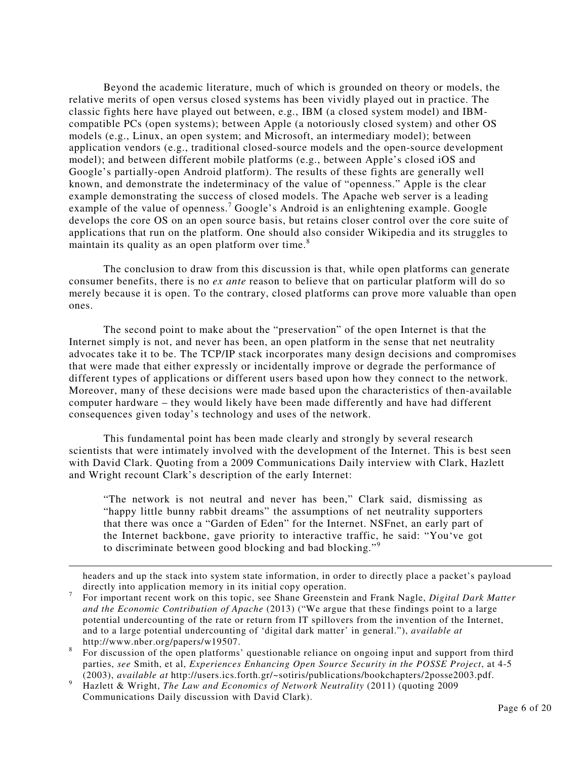Beyond the academic literature, much of which is grounded on theory or models, the relative merits of open versus closed systems has been vividly played out in practice. The classic fights here have played out between, e.g., IBM (a closed system model) and IBM-compatible PCs (open systems); between Apple (a notoriously closed system) and other OS models (e.g., Linux, an open system; and Microsoft, an intermediary model); between application vendors (e.g., traditional closed-source models and the open-source development model); and between different mobile platforms (e.g., between Apple's closed iOS and Google's partially-open Android platform). The results of these fights are generally well known, and demonstrate the indeterminacy of the value of "openness." Apple is the clear example demonstrating the success of closed models. The Apache web server is a leading example of the value of openness.[7] Google's Android is an enlightening example. Google develops the core OS on an open source basis, but retains closer control over the core suite of applications that run on the platform. One should also consider Wikipedia and its struggles to maintain its quality as an open platform over time.[8]

The conclusion to draw from this discussion is that, while open platforms can generate consumer benefits, there is no *ex ante* reason to believe that on particular platform will do so merely because it is open. To the contrary, closed platforms can prove more valuable than open ones.

The second point to make about the "preservation" of the open Internet is that the Internet simply is not, and never has been, an open platform in the sense that net neutrality advocates take it to be. The TCP/IP stack incorporates many design decisions and compromises that were made that either expressly or incidentally improve or degrade the performance of different types of applications or different users based upon how they connect to the network. Moreover, many of these decisions were made based upon the characteristics of then-available computer hardware – they would likely have been made differently and have had different consequences given today's technology and uses of the network.

This fundamental point has been made clearly and strongly by several research scientists that were intimately involved with the development of the Internet. This is best seen with David Clark. Quoting from a 2009 Communications Daily interview with Clark, Hazlett and Wright recount Clark's description of the early Internet:

> "The network is not neutral and never has been," Clark said, dismissing as "happy little bunny rabbit dreams" the assumptions of net neutrality supporters that there was once a "Garden of Eden" for the Internet. NSFnet, an early part of the Internet backbone, gave priority to interactive traffic, he said: "You've got to discriminate between good blocking and bad blocking."[9]

---

headers and up the stack into system state information, in order to directly place a packet's payload directly into application memory in its initial copy operation.

[7] For important recent work on this topic, see Shane Greenstein and Frank Nagle, *Digital Dark Matter and the Economic Contribution of Apache* (2013) ("We argue that these findings point to a large potential undercounting of the rate or return from IT spillovers from the invention of the Internet, and to a large potential undercounting of 'digital dark matter' in general."), *available at* http://www.nber.org/papers/w19507.

[8] For discussion of the open platforms' questionable reliance on ongoing input and support from third parties, *see* Smith, et al, *Experiences Enhancing Open Source Security in the POSSE Project*, at 4-5 (2003), *available at* http://users.ics.forth.gr/~sotiris/publications/bookchapters/2posse2003.pdf.

[9] Hazlett & Wright, *The Law and Economics of Network Neutrality* (2011) (quoting 2009 Communications Daily discussion with David Clark).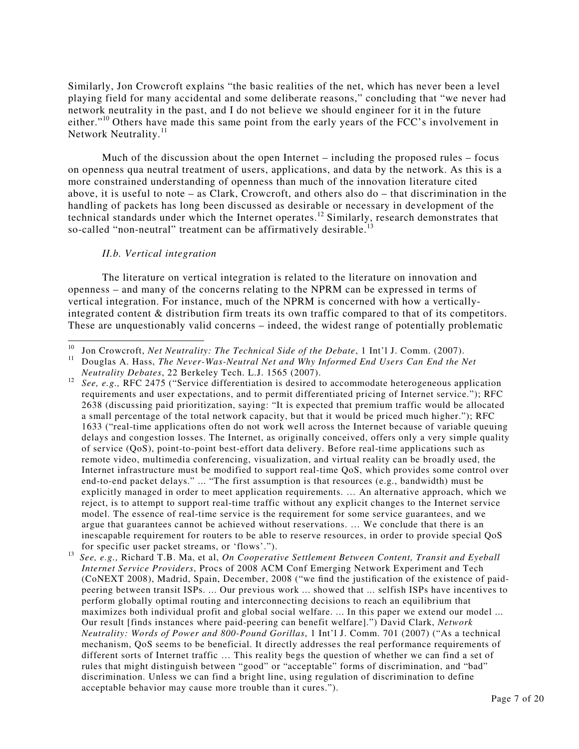Similarly, Jon Crowcroft explains "the basic realities of the net, which has never been a level playing field for many accidental and some deliberate reasons," concluding that "we never had network neutrality in the past, and I do not believe we should engineer for it in the future either."[10] Others have made this same point from the early years of the FCC's involvement in Network Neutrality.[11]

Much of the discussion about the open Internet – including the proposed rules – focus on openness qua neutral treatment of users, applications, and data by the network. As this is a more constrained understanding of openness than much of the innovation literature cited above, it is useful to note – as Clark, Crowcroft, and others also do – that discrimination in the handling of packets has long been discussed as desirable or necessary in development of the technical standards under which the Internet operates.[12] Similarly, research demonstrates that so-called "non-neutral" treatment can be affirmatively desirable.[13]

### *II.b. Vertical integration*

The literature on vertical integration is related to the literature on innovation and openness – and many of the concerns relating to the NPRM can be expressed in terms of vertical integration. For instance, much of the NPRM is concerned with how a vertically-integrated content & distribution firm treats its own traffic compared to that of its competitors. These are unquestionably valid concerns – indeed, the widest range of potentially problematic

---

[10] Jon Crowcroft, *Net Neutrality: The Technical Side of the Debate*, 1 Int'l J. Comm. (2007).

[11] Douglas A. Hass, *The Never-Was-Neutral Net and Why Informed End Users Can End the Net Neutrality Debates*, 22 Berkeley Tech. L.J. 1565 (2007).

[12] *See, e.g.,* RFC 2475 ("Service differentiation is desired to accommodate heterogeneous application requirements and user expectations, and to permit differentiated pricing of Internet service."); RFC 2638 (discussing paid prioritization, saying: "It is expected that premium traffic would be allocated a small percentage of the total network capacity, but that it would be priced much higher."); RFC 1633 ("real-time applications often do not work well across the Internet because of variable queuing delays and congestion losses. The Internet, as originally conceived, offers only a very simple quality of service (QoS), point-to-point best-effort data delivery. Before real-time applications such as remote video, multimedia conferencing, visualization, and virtual reality can be broadly used, the Internet infrastructure must be modified to support real-time QoS, which provides some control over end-to-end packet delays." ... "The first assumption is that resources (e.g., bandwidth) must be explicitly managed in order to meet application requirements. … An alternative approach, which we reject, is to attempt to support real-time traffic without any explicit changes to the Internet service model. The essence of real-time service is the requirement for some service guarantees, and we argue that guarantees cannot be achieved without reservations. … We conclude that there is an inescapable requirement for routers to be able to reserve resources, in order to provide special QoS for specific user packet streams, or 'flows'.").

[13] *See, e.g.,* Richard T.B. Ma, et al, *On Cooperative Settlement Between Content, Transit and Eyeball Internet Service Providers*, Procs of 2008 ACM Conf Emerging Network Experiment and Tech (CoNEXT 2008), Madrid, Spain, December, 2008 ("we find the justification of the existence of paid-peering between transit ISPs. ... Our previous work ... showed that ... selfish ISPs have incentives to perform globally optimal routing and interconnecting decisions to reach an equilibrium that maximizes both individual profit and global social welfare. ... In this paper we extend our model ... Our result [finds instances where paid-peering can benefit welfare].") David Clark, *Network Neutrality: Words of Power and 800-Pound Gorillas*, 1 Int'l J. Comm. 701 (2007) ("As a technical mechanism, QoS seems to be beneficial. It directly addresses the real performance requirements of different sorts of Internet traffic … This reality begs the question of whether we can find a set of rules that might distinguish between "good" or "acceptable" forms of discrimination, and "bad" discrimination. Unless we can find a bright line, using regulation of discrimination to define acceptable behavior may cause more trouble than it cures.").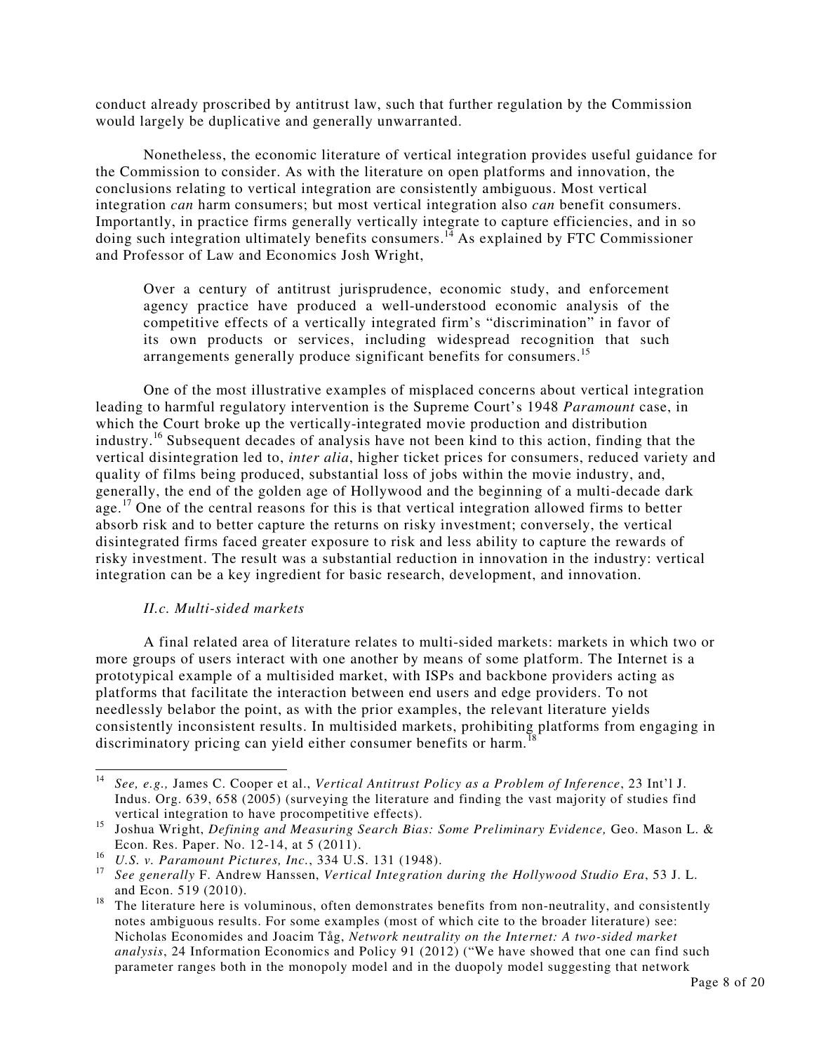conduct already proscribed by antitrust law, such that further regulation by the Commission would largely be duplicative and generally unwarranted.

Nonetheless, the economic literature of vertical integration provides useful guidance for the Commission to consider. As with the literature on open platforms and innovation, the conclusions relating to vertical integration are consistently ambiguous. Most vertical integration *can* harm consumers; but most vertical integration also *can* benefit consumers. Importantly, in practice firms generally vertically integrate to capture efficiencies, and in so doing such integration ultimately benefits consumers.[14] As explained by FTC Commissioner and Professor of Law and Economics Josh Wright,

> Over a century of antitrust jurisprudence, economic study, and enforcement agency practice have produced a well-understood economic analysis of the competitive effects of a vertically integrated firm's "discrimination" in favor of its own products or services, including widespread recognition that such arrangements generally produce significant benefits for consumers.[15]

One of the most illustrative examples of misplaced concerns about vertical integration leading to harmful regulatory intervention is the Supreme Court's 1948 *Paramount* case, in which the Court broke up the vertically-integrated movie production and distribution industry.[16] Subsequent decades of analysis have not been kind to this action, finding that the vertical disintegration led to, *inter alia*, higher ticket prices for consumers, reduced variety and quality of films being produced, substantial loss of jobs within the movie industry, and, generally, the end of the golden age of Hollywood and the beginning of a multi-decade dark age.[17] One of the central reasons for this is that vertical integration allowed firms to better absorb risk and to better capture the returns on risky investment; conversely, the vertical disintegrated firms faced greater exposure to risk and less ability to capture the rewards of risky investment. The result was a substantial reduction in innovation in the industry: vertical integration can be a key ingredient for basic research, development, and innovation.

*II.c. Multi-sided markets*

A final related area of literature relates to multi-sided markets: markets in which two or more groups of users interact with one another by means of some platform. The Internet is a prototypical example of a multisided market, with ISPs and backbone providers acting as platforms that facilitate the interaction between end users and edge providers. To not needlessly belabor the point, as with the prior examples, the relevant literature yields consistently inconsistent results. In multisided markets, prohibiting platforms from engaging in discriminatory pricing can yield either consumer benefits or harm.[18]

---

[14] *See, e.g.,* James C. Cooper et al., *Vertical Antitrust Policy as a Problem of Inference*, 23 Int'l J. Indus. Org. 639, 658 (2005) (surveying the literature and finding the vast majority of studies find vertical integration to have procompetitive effects).

[15] Joshua Wright, *Defining and Measuring Search Bias: Some Preliminary Evidence,* Geo. Mason L. & Econ. Res. Paper. No. 12-14, at 5 (2011).

[16] *U.S. v. Paramount Pictures, Inc.*, 334 U.S. 131 (1948).

[17] *See generally* F. Andrew Hanssen, *Vertical Integration during the Hollywood Studio Era*, 53 J. L. and Econ. 519 (2010).

[18] The literature here is voluminous, often demonstrates benefits from non-neutrality, and consistently notes ambiguous results. For some examples (most of which cite to the broader literature) see: Nicholas Economides and Joacim Tåg, *Network neutrality on the Internet: A two-sided market analysis*, 24 Information Economics and Policy 91 (2012) ("We have showed that one can find such parameter ranges both in the monopoly model and in the duopoly model suggesting that network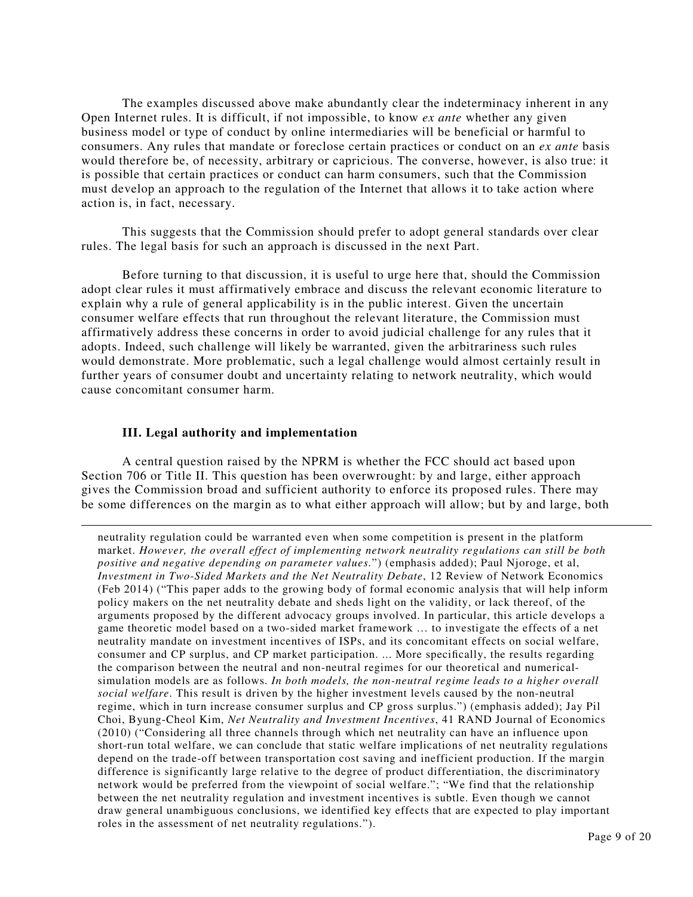The examples discussed above make abundantly clear the indeterminacy inherent in any Open Internet rules. It is difficult, if not impossible, to know *ex ante* whether any given business model or type of conduct by online intermediaries will be beneficial or harmful to consumers. Any rules that mandate or foreclose certain practices or conduct on an *ex ante* basis would therefore be, of necessity, arbitrary or capricious. The converse, however, is also true: it is possible that certain practices or conduct can harm consumers, such that the Commission must develop an approach to the regulation of the Internet that allows it to take action where action is, in fact, necessary.

This suggests that the Commission should prefer to adopt general standards over clear rules. The legal basis for such an approach is discussed in the next Part.

Before turning to that discussion, it is useful to urge here that, should the Commission adopt clear rules it must affirmatively embrace and discuss the relevant economic literature to explain why a rule of general applicability is in the public interest. Given the uncertain consumer welfare effects that run throughout the relevant literature, the Commission must affirmatively address these concerns in order to avoid judicial challenge for any rules that it adopts. Indeed, such challenge will likely be warranted, given the arbitrariness such rules would demonstrate. More problematic, such a legal challenge would almost certainly result in further years of consumer doubt and uncertainty relating to network neutrality, which would cause concomitant consumer harm.

### III. Legal authority and implementation

A central question raised by the NPRM is whether the FCC should act based upon Section 706 or Title II. This question has been overwrought: by and large, either approach gives the Commission broad and sufficient authority to enforce its proposed rules. There may be some differences on the margin as to what either approach will allow; but by and large, both

---

neutrality regulation could be warranted even when some competition is present in the platform market. *However, the overall effect of implementing network neutrality regulations can still be both positive and negative depending on parameter values*.") (emphasis added); Paul Njoroge, et al, *Investment in Two-Sided Markets and the Net Neutrality Debate*, 12 Review of Network Economics (Feb 2014) ("This paper adds to the growing body of formal economic analysis that will help inform policy makers on the net neutrality debate and sheds light on the validity, or lack thereof, of the arguments proposed by the different advocacy groups involved. In particular, this article develops a game theoretic model based on a two-sided market framework … to investigate the effects of a net neutrality mandate on investment incentives of ISPs, and its concomitant effects on social welfare, consumer and CP surplus, and CP market participation. ... More specifically, the results regarding the comparison between the neutral and non-neutral regimes for our theoretical and numerical-simulation models are as follows. *In both models, the non-neutral regime leads to a higher overall social welfare*. This result is driven by the higher investment levels caused by the non-neutral regime, which in turn increase consumer surplus and CP gross surplus.") (emphasis added); Jay Pil Choi, Byung-Cheol Kim, *Net Neutrality and Investment Incentives*, 41 RAND Journal of Economics (2010) ("Considering all three channels through which net neutrality can have an influence upon short-run total welfare, we can conclude that static welfare implications of net neutrality regulations depend on the trade-off between transportation cost saving and inefficient production. If the margin difference is significantly large relative to the degree of product differentiation, the discriminatory network would be preferred from the viewpoint of social welfare."; "We find that the relationship between the net neutrality regulation and investment incentives is subtle. Even though we cannot draw general unambiguous conclusions, we identified key effects that are expected to play important roles in the assessment of net neutrality regulations.").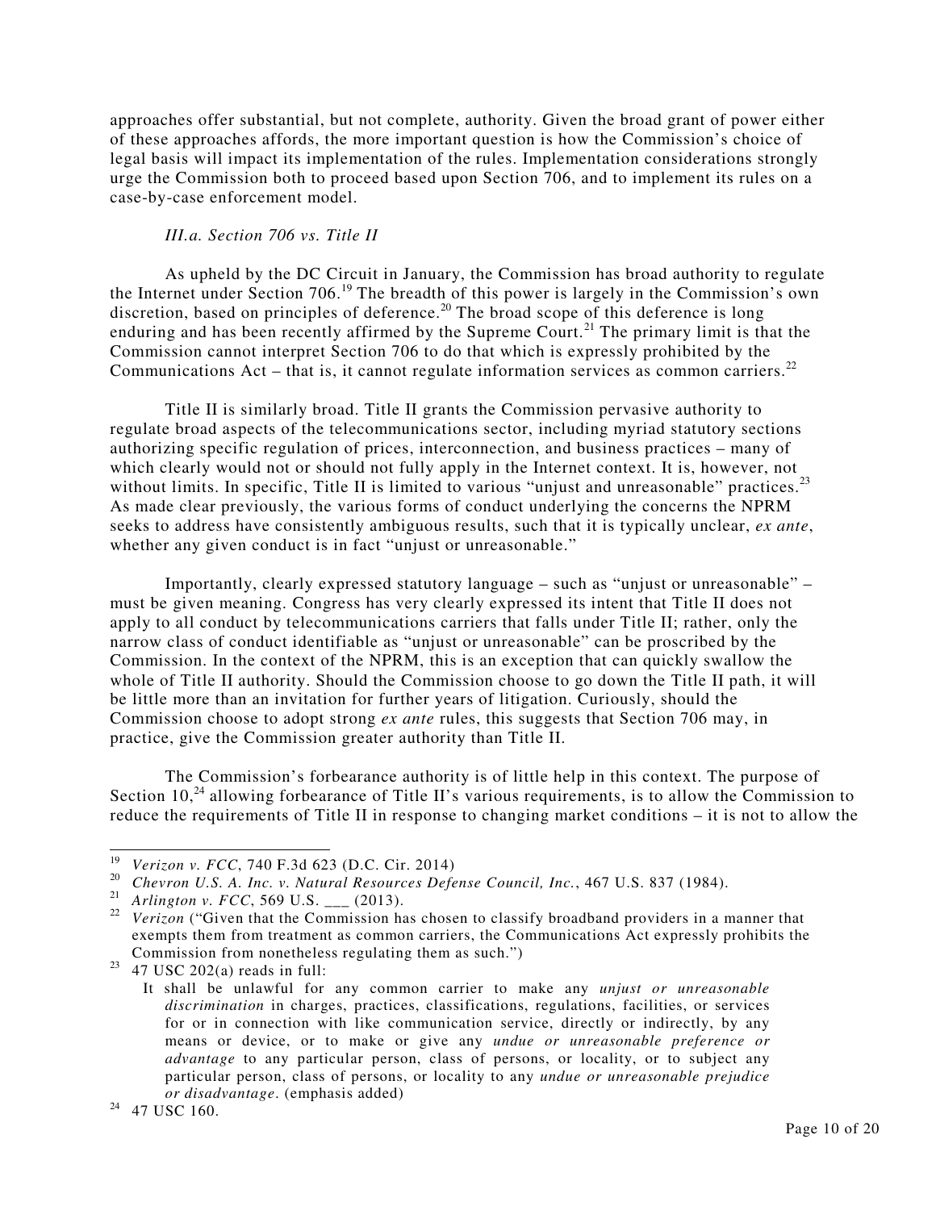approaches offer substantial, but not complete, authority. Given the broad grant of power either of these approaches affords, the more important question is how the Commission's choice of legal basis will impact its implementation of the rules. Implementation considerations strongly urge the Commission both to proceed based upon Section 706, and to implement its rules on a case-by-case enforcement model.

### *III.a. Section 706 vs. Title II*

As upheld by the DC Circuit in January, the Commission has broad authority to regulate the Internet under Section 706.[19] The breadth of this power is largely in the Commission's own discretion, based on principles of deference.[20] The broad scope of this deference is long enduring and has been recently affirmed by the Supreme Court.[21] The primary limit is that the Commission cannot interpret Section 706 to do that which is expressly prohibited by the Communications Act – that is, it cannot regulate information services as common carriers.[22]

Title II is similarly broad. Title II grants the Commission pervasive authority to regulate broad aspects of the telecommunications sector, including myriad statutory sections authorizing specific regulation of prices, interconnection, and business practices – many of which clearly would not or should not fully apply in the Internet context. It is, however, not without limits. In specific, Title II is limited to various "unjust and unreasonable" practices.[23] As made clear previously, the various forms of conduct underlying the concerns the NPRM seeks to address have consistently ambiguous results, such that it is typically unclear, *ex ante*, whether any given conduct is in fact "unjust or unreasonable."

Importantly, clearly expressed statutory language – such as "unjust or unreasonable" – must be given meaning. Congress has very clearly expressed its intent that Title II does not apply to all conduct by telecommunications carriers that falls under Title II; rather, only the narrow class of conduct identifiable as "unjust or unreasonable" can be proscribed by the Commission. In the context of the NPRM, this is an exception that can quickly swallow the whole of Title II authority. Should the Commission choose to go down the Title II path, it will be little more than an invitation for further years of litigation. Curiously, should the Commission choose to adopt strong *ex ante* rules, this suggests that Section 706 may, in practice, give the Commission greater authority than Title II.

The Commission's forbearance authority is of little help in this context. The purpose of Section 10,[24] allowing forbearance of Title II's various requirements, is to allow the Commission to reduce the requirements of Title II in response to changing market conditions – it is not to allow the

---

[19] *Verizon v. FCC*, 740 F.3d 623 (D.C. Cir. 2014)

[20] *Chevron U.S. A. Inc. v. Natural Resources Defense Council, Inc.*, 467 U.S. 837 (1984).

[21] *Arlington v. FCC*, 569 U.S. ___ (2013).

[22] *Verizon* ("Given that the Commission has chosen to classify broadband providers in a manner that exempts them from treatment as common carriers, the Communications Act expressly prohibits the Commission from nonetheless regulating them as such.")

[23] 47 USC 202(a) reads in full:

> It shall be unlawful for any common carrier to make any *unjust or unreasonable discrimination* in charges, practices, classifications, regulations, facilities, or services for or in connection with like communication service, directly or indirectly, by any means or device, or to make or give any *undue or unreasonable preference or advantage* to any particular person, class of persons, or locality, or to subject any particular person, class of persons, or locality to any *undue or unreasonable prejudice or disadvantage*. (emphasis added)

[24] 47 USC 160.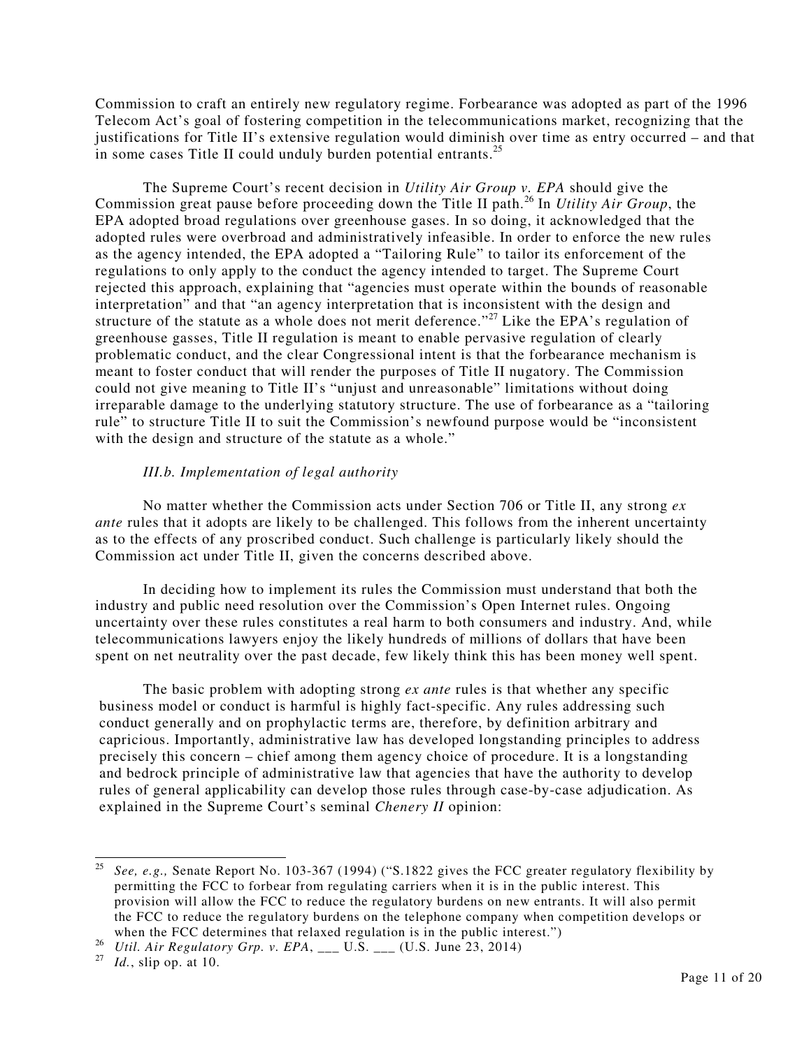Commission to craft an entirely new regulatory regime. Forbearance was adopted as part of the 1996 Telecom Act's goal of fostering competition in the telecommunications market, recognizing that the justifications for Title II's extensive regulation would diminish over time as entry occurred – and that in some cases Title II could unduly burden potential entrants.[25]

The Supreme Court's recent decision in *Utility Air Group v. EPA* should give the Commission great pause before proceeding down the Title II path.[26] In *Utility Air Group*, the EPA adopted broad regulations over greenhouse gases. In so doing, it acknowledged that the adopted rules were overbroad and administratively infeasible. In order to enforce the new rules as the agency intended, the EPA adopted a "Tailoring Rule" to tailor its enforcement of the regulations to only apply to the conduct the agency intended to target. The Supreme Court rejected this approach, explaining that "agencies must operate within the bounds of reasonable interpretation" and that "an agency interpretation that is inconsistent with the design and structure of the statute as a whole does not merit deference."[27] Like the EPA's regulation of greenhouse gasses, Title II regulation is meant to enable pervasive regulation of clearly problematic conduct, and the clear Congressional intent is that the forbearance mechanism is meant to foster conduct that will render the purposes of Title II nugatory. The Commission could not give meaning to Title II's "unjust and unreasonable" limitations without doing irreparable damage to the underlying statutory structure. The use of forbearance as a "tailoring rule" to structure Title II to suit the Commission's newfound purpose would be "inconsistent with the design and structure of the statute as a whole."

*III.b. Implementation of legal authority*

No matter whether the Commission acts under Section 706 or Title II, any strong *ex ante* rules that it adopts are likely to be challenged. This follows from the inherent uncertainty as to the effects of any proscribed conduct. Such challenge is particularly likely should the Commission act under Title II, given the concerns described above.

In deciding how to implement its rules the Commission must understand that both the industry and public need resolution over the Commission's Open Internet rules. Ongoing uncertainty over these rules constitutes a real harm to both consumers and industry. And, while telecommunications lawyers enjoy the likely hundreds of millions of dollars that have been spent on net neutrality over the past decade, few likely think this has been money well spent.

The basic problem with adopting strong *ex ante* rules is that whether any specific business model or conduct is harmful is highly fact-specific. Any rules addressing such conduct generally and on prophylactic terms are, therefore, by definition arbitrary and capricious. Importantly, administrative law has developed longstanding principles to address precisely this concern – chief among them agency choice of procedure. It is a longstanding and bedrock principle of administrative law that agencies that have the authority to develop rules of general applicability can develop those rules through case-by-case adjudication. As explained in the Supreme Court's seminal *Chenery II* opinion:

---

[25] *See, e.g.,* Senate Report No. 103-367 (1994) ("S.1822 gives the FCC greater regulatory flexibility by permitting the FCC to forbear from regulating carriers when it is in the public interest. This provision will allow the FCC to reduce the regulatory burdens on new entrants. It will also permit the FCC to reduce the regulatory burdens on the telephone company when competition develops or when the FCC determines that relaxed regulation is in the public interest.")

[26] *Util. Air Regulatory Grp. v. EPA*, ___ U.S. ___ (U.S. June 23, 2014)

[27] *Id.*, slip op. at 10.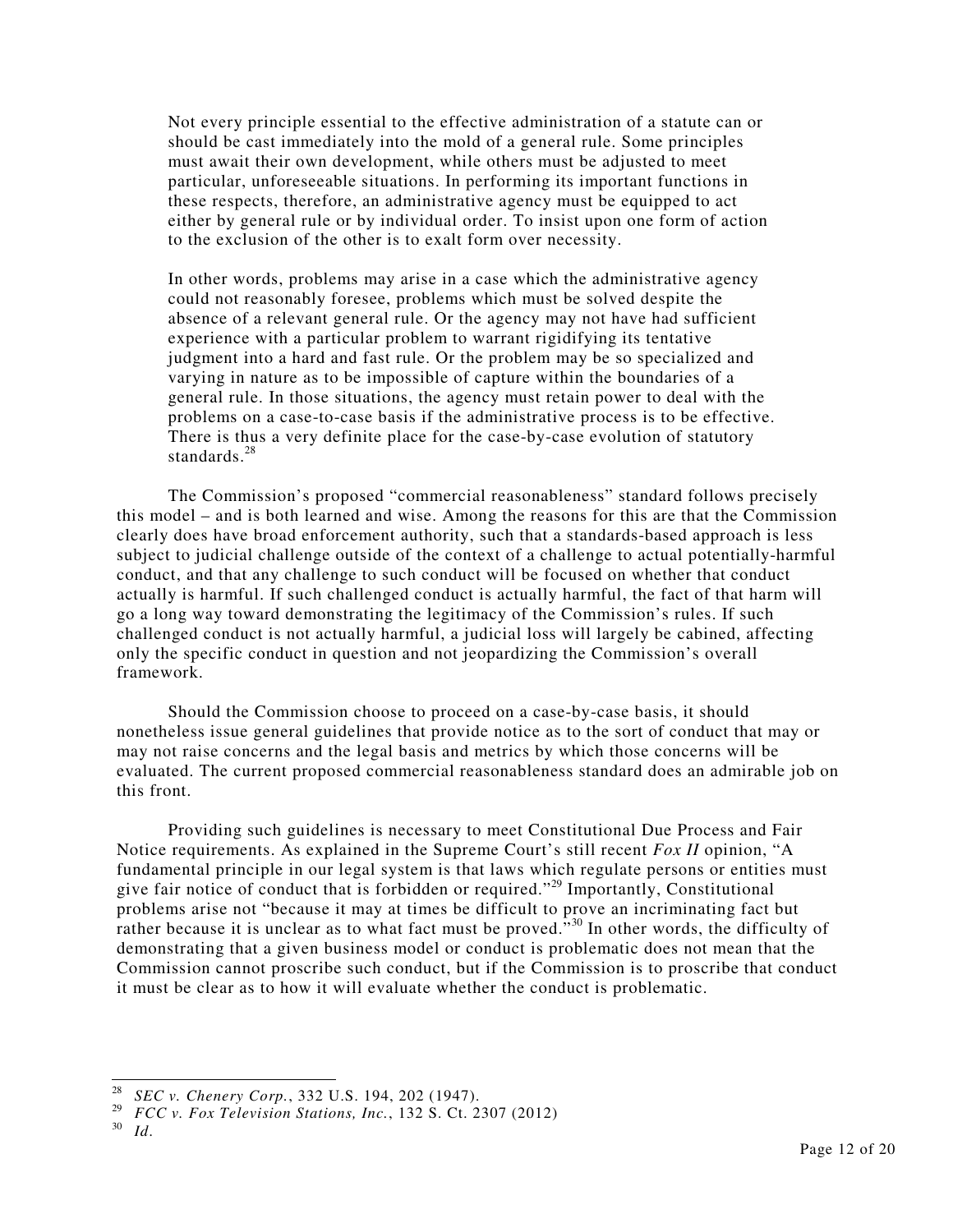> Not every principle essential to the effective administration of a statute can or should be cast immediately into the mold of a general rule. Some principles must await their own development, while others must be adjusted to meet particular, unforeseeable situations. In performing its important functions in these respects, therefore, an administrative agency must be equipped to act either by general rule or by individual order. To insist upon one form of action to the exclusion of the other is to exalt form over necessity.
>
> In other words, problems may arise in a case which the administrative agency could not reasonably foresee, problems which must be solved despite the absence of a relevant general rule. Or the agency may not have had sufficient experience with a particular problem to warrant rigidifying its tentative judgment into a hard and fast rule. Or the problem may be so specialized and varying in nature as to be impossible of capture within the boundaries of a general rule. In those situations, the agency must retain power to deal with the problems on a case-to-case basis if the administrative process is to be effective. There is thus a very definite place for the case-by-case evolution of statutory standards.[28]

The Commission's proposed "commercial reasonableness" standard follows precisely this model – and is both learned and wise. Among the reasons for this are that the Commission clearly does have broad enforcement authority, such that a standards-based approach is less subject to judicial challenge outside of the context of a challenge to actual potentially-harmful conduct, and that any challenge to such conduct will be focused on whether that conduct actually is harmful. If such challenged conduct is actually harmful, the fact of that harm will go a long way toward demonstrating the legitimacy of the Commission's rules. If such challenged conduct is not actually harmful, a judicial loss will largely be cabined, affecting only the specific conduct in question and not jeopardizing the Commission's overall framework.

Should the Commission choose to proceed on a case-by-case basis, it should nonetheless issue general guidelines that provide notice as to the sort of conduct that may or may not raise concerns and the legal basis and metrics by which those concerns will be evaluated. The current proposed commercial reasonableness standard does an admirable job on this front.

Providing such guidelines is necessary to meet Constitutional Due Process and Fair Notice requirements. As explained in the Supreme Court's still recent *Fox II* opinion, "A fundamental principle in our legal system is that laws which regulate persons or entities must give fair notice of conduct that is forbidden or required."[29] Importantly, Constitutional problems arise not "because it may at times be difficult to prove an incriminating fact but rather because it is unclear as to what fact must be proved."[30] In other words, the difficulty of demonstrating that a given business model or conduct is problematic does not mean that the Commission cannot proscribe such conduct, but if the Commission is to proscribe that conduct it must be clear as to how it will evaluate whether the conduct is problematic.

---

[28] *SEC v. Chenery Corp.*, 332 U.S. 194, 202 (1947).

[29] *FCC v. Fox Television Stations, Inc.*, 132 S. Ct. 2307 (2012)

[30] *Id.*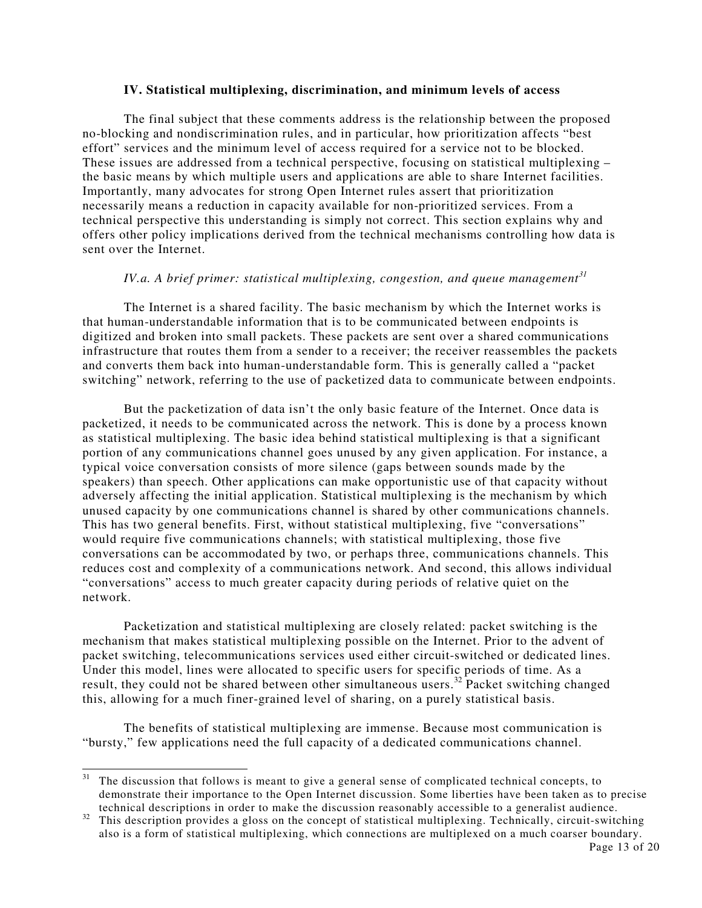## IV. Statistical multiplexing, discrimination, and minimum levels of access

The final subject that these comments address is the relationship between the proposed no-blocking and nondiscrimination rules, and in particular, how prioritization affects "best effort" services and the minimum level of access required for a service not to be blocked. These issues are addressed from a technical perspective, focusing on statistical multiplexing – the basic means by which multiple users and applications are able to share Internet facilities. Importantly, many advocates for strong Open Internet rules assert that prioritization necessarily means a reduction in capacity available for non-prioritized services. From a technical perspective this understanding is simply not correct. This section explains why and offers other policy implications derived from the technical mechanisms controlling how data is sent over the Internet.

### *IV.a. A brief primer: statistical multiplexing, congestion, and queue management*[31]

The Internet is a shared facility. The basic mechanism by which the Internet works is that human-understandable information that is to be communicated between endpoints is digitized and broken into small packets. These packets are sent over a shared communications infrastructure that routes them from a sender to a receiver; the receiver reassembles the packets and converts them back into human-understandable form. This is generally called a "packet switching" network, referring to the use of packetized data to communicate between endpoints.

But the packetization of data isn't the only basic feature of the Internet. Once data is packetized, it needs to be communicated across the network. This is done by a process known as statistical multiplexing. The basic idea behind statistical multiplexing is that a significant portion of any communications channel goes unused by any given application. For instance, a typical voice conversation consists of more silence (gaps between sounds made by the speakers) than speech. Other applications can make opportunistic use of that capacity without adversely affecting the initial application. Statistical multiplexing is the mechanism by which unused capacity by one communications channel is shared by other communications channels. This has two general benefits. First, without statistical multiplexing, five "conversations" would require five communications channels; with statistical multiplexing, those five conversations can be accommodated by two, or perhaps three, communications channels. This reduces cost and complexity of a communications network. And second, this allows individual "conversations" access to much greater capacity during periods of relative quiet on the network.

Packetization and statistical multiplexing are closely related: packet switching is the mechanism that makes statistical multiplexing possible on the Internet. Prior to the advent of packet switching, telecommunications services used either circuit-switched or dedicated lines. Under this model, lines were allocated to specific users for specific periods of time. As a result, they could not be shared between other simultaneous users.[32] Packet switching changed this, allowing for a much finer-grained level of sharing, on a purely statistical basis.

The benefits of statistical multiplexing are immense. Because most communication is "bursty," few applications need the full capacity of a dedicated communications channel.

---

[31] The discussion that follows is meant to give a general sense of complicated technical concepts, to demonstrate their importance to the Open Internet discussion. Some liberties have been taken as to precise technical descriptions in order to make the discussion reasonably accessible to a generalist audience.

[32] This description provides a gloss on the concept of statistical multiplexing. Technically, circuit-switching also is a form of statistical multiplexing, which connections are multiplexed on a much coarser boundary.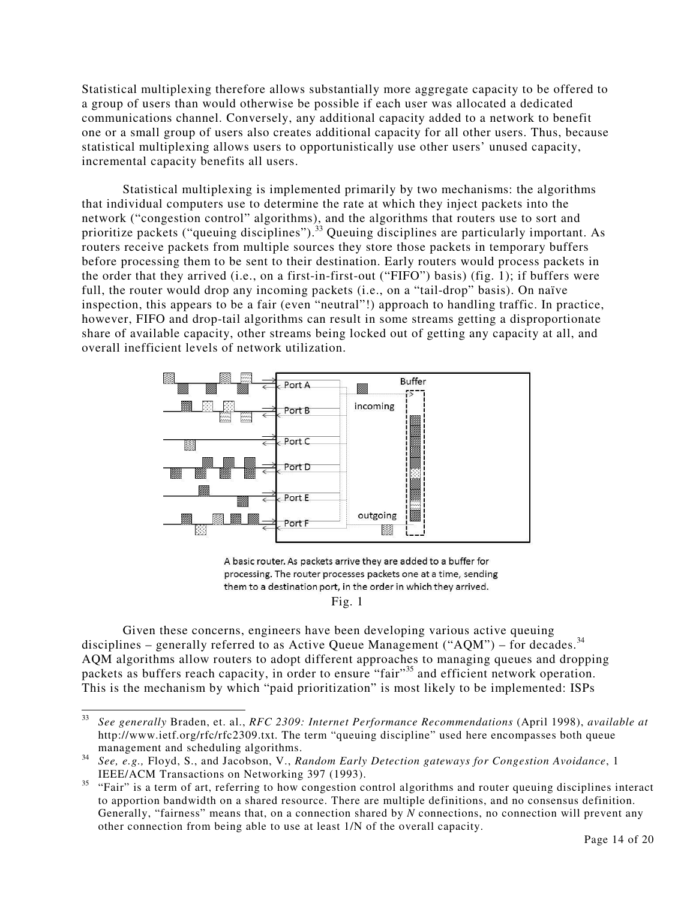Statistical multiplexing therefore allows substantially more aggregate capacity to be offered to a group of users than would otherwise be possible if each user was allocated a dedicated communications channel. Conversely, any additional capacity added to a network to benefit one or a small group of users also creates additional capacity for all other users. Thus, because statistical multiplexing allows users to opportunistically use other users' unused capacity, incremental capacity benefits all users.

Statistical multiplexing is implemented primarily by two mechanisms: the algorithms that individual computers use to determine the rate at which they inject packets into the network ("congestion control" algorithms), and the algorithms that routers use to sort and prioritize packets ("queuing disciplines").[33] Queuing disciplines are particularly important. As routers receive packets from multiple sources they store those packets in temporary buffers before processing them to be sent to their destination. Early routers would process packets in the order that they arrived (i.e., on a first-in-first-out ("FIFO") basis) (fig. 1); if buffers were full, the router would drop any incoming packets (i.e., on a "tail-drop" basis). On naïve inspection, this appears to be a fair (even "neutral"!) approach to handling traffic. In practice, however, FIFO and drop-tail algorithms can result in some streams getting a disproportionate share of available capacity, other streams being locked out of getting any capacity at all, and overall inefficient levels of network utilization.

A basic router. As packets arrive they are added to a buffer for processing. The router processes packets one at a time, sending them to a destination port, in the order in which they arrived.

Fig. 1

Given these concerns, engineers have been developing various active queuing disciplines – generally referred to as Active Queue Management ("AQM") – for decades.[34] AQM algorithms allow routers to adopt different approaches to managing queues and dropping packets as buffers reach capacity, in order to ensure "fair"[35] and efficient network operation. This is the mechanism by which "paid prioritization" is most likely to be implemented: ISPs

---

[33] *See generally* Braden, et. al., *RFC 2309: Internet Performance Recommendations* (April 1998), *available at* http://www.ietf.org/rfc/rfc2309.txt. The term "queuing discipline" used here encompasses both queue management and scheduling algorithms.

[34] *See, e.g.,* Floyd, S., and Jacobson, V., *Random Early Detection gateways for Congestion Avoidance*, 1 IEEE/ACM Transactions on Networking 397 (1993).

[35] "Fair" is a term of art, referring to how congestion control algorithms and router queuing disciplines interact to apportion bandwidth on a shared resource. There are multiple definitions, and no consensus definition. Generally, "fairness" means that, on a connection shared by *N* connections, no connection will prevent any other connection from being able to use at least 1/N of the overall capacity.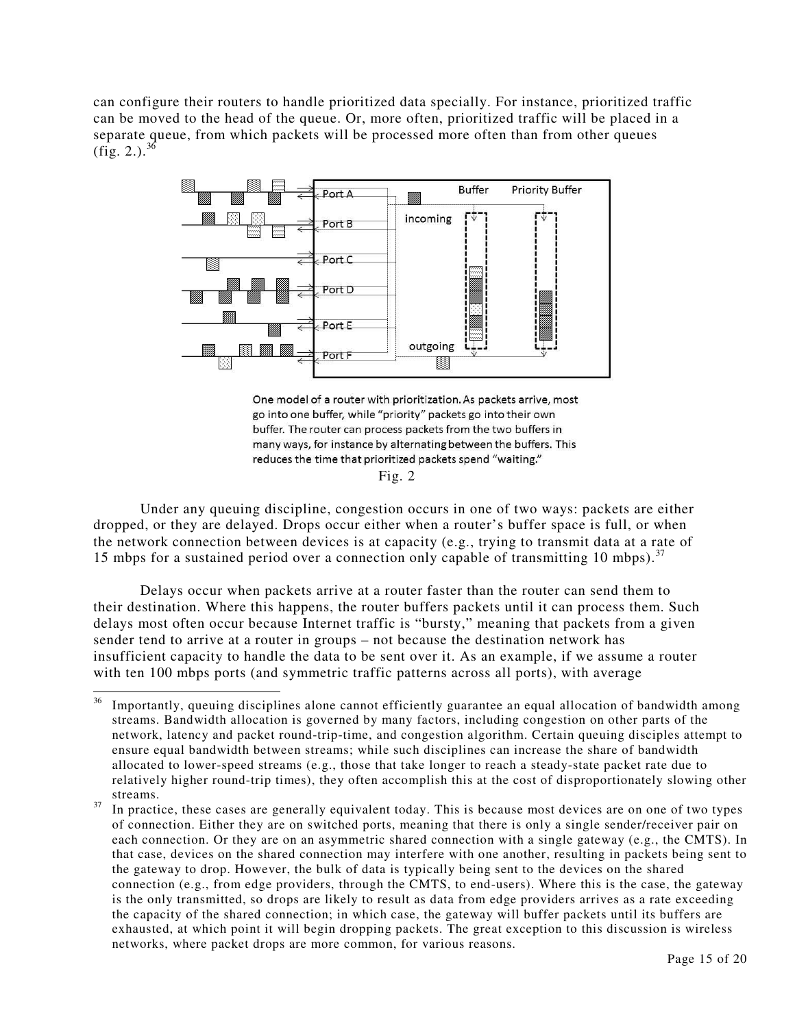can configure their routers to handle prioritized data specially. For instance, prioritized traffic can be moved to the head of the queue. Or, more often, prioritized traffic will be placed in a separate queue, from which packets will be processed more often than from other queues (fig. 2.).[36]

One model of a router with prioritization. As packets arrive, most go into one buffer, while "priority" packets go into their own buffer. The router can process packets from the two buffers in many ways, for instance by alternating between the buffers. This reduces the time that prioritized packets spend "waiting."

Fig. 2

Under any queuing discipline, congestion occurs in one of two ways: packets are either dropped, or they are delayed. Drops occur either when a router's buffer space is full, or when the network connection between devices is at capacity (e.g., trying to transmit data at a rate of 15 mbps for a sustained period over a connection only capable of transmitting 10 mbps).[37]

Delays occur when packets arrive at a router faster than the router can send them to their destination. Where this happens, the router buffers packets until it can process them. Such delays most often occur because Internet traffic is "bursty," meaning that packets from a given sender tend to arrive at a router in groups – not because the destination network has insufficient capacity to handle the data to be sent over it. As an example, if we assume a router with ten 100 mbps ports (and symmetric traffic patterns across all ports), with average

---

[36] Importantly, queuing disciplines alone cannot efficiently guarantee an equal allocation of bandwidth among streams. Bandwidth allocation is governed by many factors, including congestion on other parts of the network, latency and packet round-trip-time, and congestion algorithm. Certain queuing disciples attempt to ensure equal bandwidth between streams; while such disciplines can increase the share of bandwidth allocated to lower-speed streams (e.g., those that take longer to reach a steady-state packet rate due to relatively higher round-trip times), they often accomplish this at the cost of disproportionately slowing other streams.

[37] In practice, these cases are generally equivalent today. This is because most devices are on one of two types of connection. Either they are on switched ports, meaning that there is only a single sender/receiver pair on each connection. Or they are on an asymmetric shared connection with a single gateway (e.g., the CMTS). In that case, devices on the shared connection may interfere with one another, resulting in packets being sent to the gateway to drop. However, the bulk of data is typically being sent to the devices on the shared connection (e.g., from edge providers, through the CMTS, to end-users). Where this is the case, the gateway is the only transmitted, so drops are likely to result as data from edge providers arrives as a rate exceeding the capacity of the shared connection; in which case, the gateway will buffer packets until its buffers are exhausted, at which point it will begin dropping packets. The great exception to this discussion is wireless networks, where packet drops are more common, for various reasons.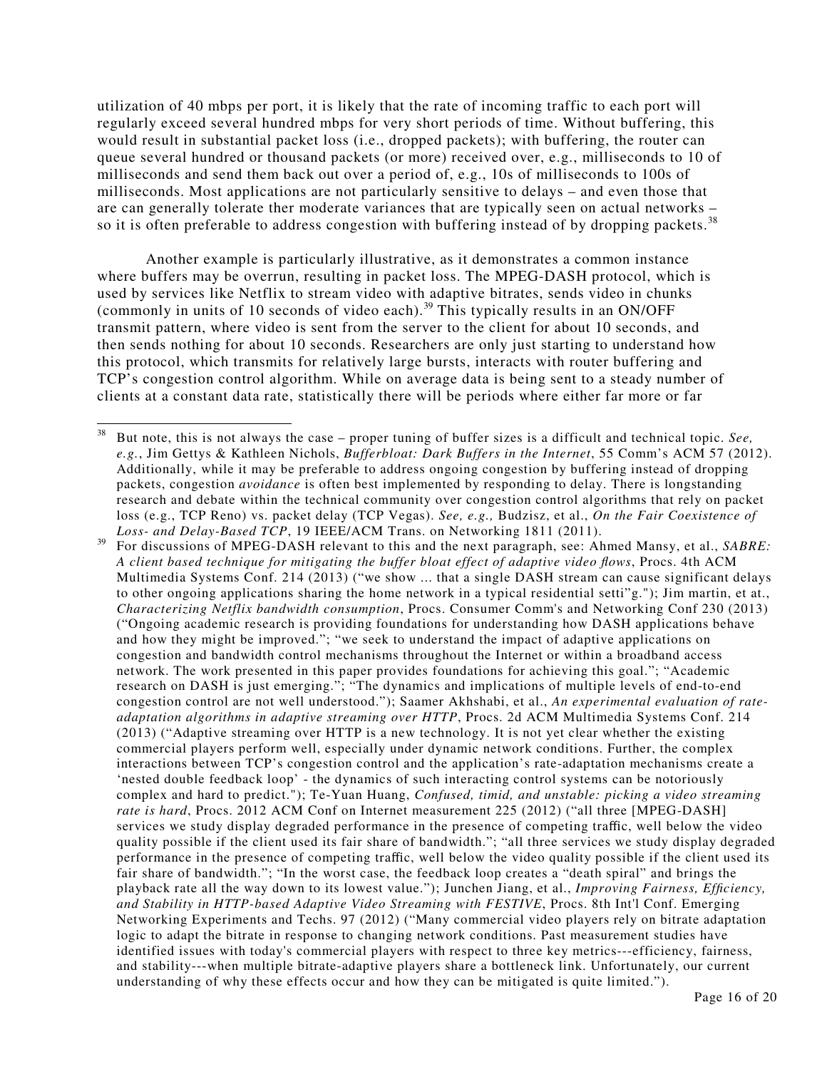utilization of 40 mbps per port, it is likely that the rate of incoming traffic to each port will regularly exceed several hundred mbps for very short periods of time. Without buffering, this would result in substantial packet loss (i.e., dropped packets); with buffering, the router can queue several hundred or thousand packets (or more) received over, e.g., milliseconds to 10 of milliseconds and send them back out over a period of, e.g., 10s of milliseconds to 100s of milliseconds. Most applications are not particularly sensitive to delays – and even those that are can generally tolerate ther moderate variances that are typically seen on actual networks – so it is often preferable to address congestion with buffering instead of by dropping packets.[38]

Another example is particularly illustrative, as it demonstrates a common instance where buffers may be overrun, resulting in packet loss. The MPEG-DASH protocol, which is used by services like Netflix to stream video with adaptive bitrates, sends video in chunks (commonly in units of 10 seconds of video each).[39] This typically results in an ON/OFF transmit pattern, where video is sent from the server to the client for about 10 seconds, and then sends nothing for about 10 seconds. Researchers are only just starting to understand how this protocol, which transmits for relatively large bursts, interacts with router buffering and TCP's congestion control algorithm. While on average data is being sent to a steady number of clients at a constant data rate, statistically there will be periods where either far more or far

---

[38] But note, this is not always the case – proper tuning of buffer sizes is a difficult and technical topic. *See, e.g.*, Jim Gettys & Kathleen Nichols, *Bufferbloat: Dark Buffers in the Internet*, 55 Comm's ACM 57 (2012). Additionally, while it may be preferable to address ongoing congestion by buffering instead of dropping packets, congestion *avoidance* is often best implemented by responding to delay. There is longstanding research and debate within the technical community over congestion control algorithms that rely on packet loss (e.g., TCP Reno) vs. packet delay (TCP Vegas). *See, e.g.,* Budzisz, et al., *On the Fair Coexistence of Loss- and Delay-Based TCP*, 19 IEEE/ACM Trans. on Networking 1811 (2011).

[39] For discussions of MPEG-DASH relevant to this and the next paragraph, see: Ahmed Mansy, et al., *SABRE: A client based technique for mitigating the buffer bloat effect of adaptive video flows*, Procs. 4th ACM Multimedia Systems Conf. 214 (2013) ("we show ... that a single DASH stream can cause significant delays to other ongoing applications sharing the home network in a typical residential setti"g."); Jim martin, et at., *Characterizing Netflix bandwidth consumption*, Procs. Consumer Comm's and Networking Conf 230 (2013) ("Ongoing academic research is providing foundations for understanding how DASH applications behave and how they might be improved."; "we seek to understand the impact of adaptive applications on congestion and bandwidth control mechanisms throughout the Internet or within a broadband access network. The work presented in this paper provides foundations for achieving this goal."; "Academic research on DASH is just emerging."; "The dynamics and implications of multiple levels of end-to-end congestion control are not well understood."); Saamer Akhshabi, et al., *An experimental evaluation of rate-adaptation algorithms in adaptive streaming over HTTP*, Procs. 2d ACM Multimedia Systems Conf. 214 (2013) ("Adaptive streaming over HTTP is a new technology. It is not yet clear whether the existing commercial players perform well, especially under dynamic network conditions. Further, the complex interactions between TCP's congestion control and the application's rate-adaptation mechanisms create a 'nested double feedback loop' - the dynamics of such interacting control systems can be notoriously complex and hard to predict."); Te-Yuan Huang, *Confused, timid, and unstable: picking a video streaming rate is hard*, Procs. 2012 ACM Conf on Internet measurement 225 (2012) ("all three [MPEG-DASH] services we study display degraded performance in the presence of competing traffic, well below the video quality possible if the client used its fair share of bandwidth."; "all three services we study display degraded performance in the presence of competing traffic, well below the video quality possible if the client used its fair share of bandwidth."; "In the worst case, the feedback loop creates a "death spiral" and brings the playback rate all the way down to its lowest value."); Junchen Jiang, et al., *Improving Fairness, Efficiency, and Stability in HTTP-based Adaptive Video Streaming with FESTIVE*, Procs. 8th Int'l Conf. Emerging Networking Experiments and Techs. 97 (2012) ("Many commercial video players rely on bitrate adaptation logic to adapt the bitrate in response to changing network conditions. Past measurement studies have identified issues with today's commercial players with respect to three key metrics---efficiency, fairness, and stability---when multiple bitrate-adaptive players share a bottleneck link. Unfortunately, our current understanding of why these effects occur and how they can be mitigated is quite limited.").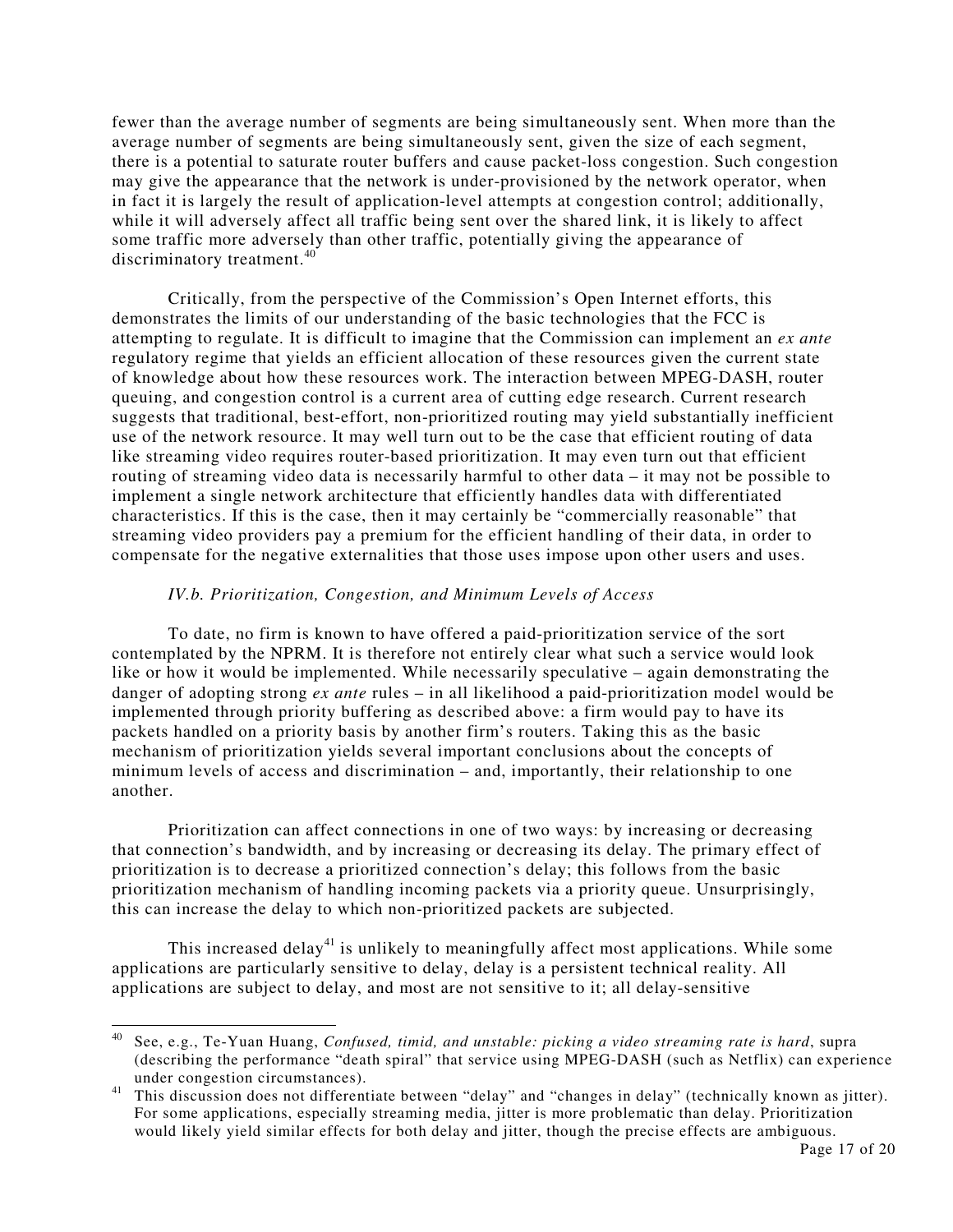fewer than the average number of segments are being simultaneously sent. When more than the average number of segments are being simultaneously sent, given the size of each segment, there is a potential to saturate router buffers and cause packet-loss congestion. Such congestion may give the appearance that the network is under-provisioned by the network operator, when in fact it is largely the result of application-level attempts at congestion control; additionally, while it will adversely affect all traffic being sent over the shared link, it is likely to affect some traffic more adversely than other traffic, potentially giving the appearance of discriminatory treatment.[40]

Critically, from the perspective of the Commission's Open Internet efforts, this demonstrates the limits of our understanding of the basic technologies that the FCC is attempting to regulate. It is difficult to imagine that the Commission can implement an *ex ante* regulatory regime that yields an efficient allocation of these resources given the current state of knowledge about how these resources work. The interaction between MPEG-DASH, router queuing, and congestion control is a current area of cutting edge research. Current research suggests that traditional, best-effort, non-prioritized routing may yield substantially inefficient use of the network resource. It may well turn out to be the case that efficient routing of data like streaming video requires router-based prioritization. It may even turn out that efficient routing of streaming video data is necessarily harmful to other data – it may not be possible to implement a single network architecture that efficiently handles data with differentiated characteristics. If this is the case, then it may certainly be "commercially reasonable" that streaming video providers pay a premium for the efficient handling of their data, in order to compensate for the negative externalities that those uses impose upon other users and uses.

### *IV.b. Prioritization, Congestion, and Minimum Levels of Access*

To date, no firm is known to have offered a paid-prioritization service of the sort contemplated by the NPRM. It is therefore not entirely clear what such a service would look like or how it would be implemented. While necessarily speculative – again demonstrating the danger of adopting strong *ex ante* rules – in all likelihood a paid-prioritization model would be implemented through priority buffering as described above: a firm would pay to have its packets handled on a priority basis by another firm's routers. Taking this as the basic mechanism of prioritization yields several important conclusions about the concepts of minimum levels of access and discrimination – and, importantly, their relationship to one another.

Prioritization can affect connections in one of two ways: by increasing or decreasing that connection's bandwidth, and by increasing or decreasing its delay. The primary effect of prioritization is to decrease a prioritized connection's delay; this follows from the basic prioritization mechanism of handling incoming packets via a priority queue. Unsurprisingly, this can increase the delay to which non-prioritized packets are subjected.

This increased delay[41] is unlikely to meaningfully affect most applications. While some applications are particularly sensitive to delay, delay is a persistent technical reality. All applications are subject to delay, and most are not sensitive to it; all delay-sensitive

---

[40] See, e.g., Te-Yuan Huang, *Confused, timid, and unstable: picking a video streaming rate is hard*, supra (describing the performance "death spiral" that service using MPEG-DASH (such as Netflix) can experience under congestion circumstances).

[41] This discussion does not differentiate between "delay" and "changes in delay" (technically known as jitter). For some applications, especially streaming media, jitter is more problematic than delay. Prioritization would likely yield similar effects for both delay and jitter, though the precise effects are ambiguous.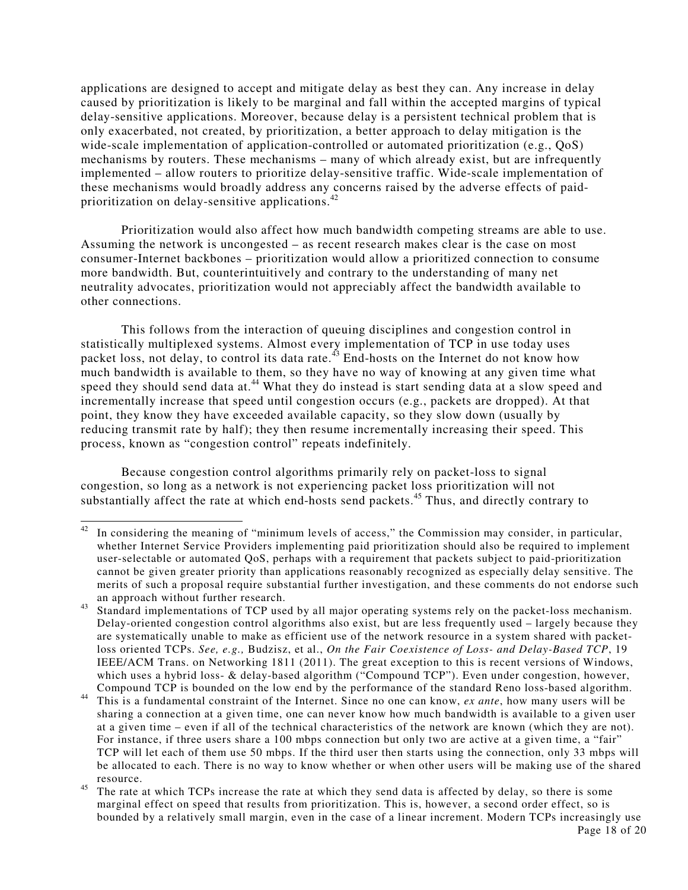applications are designed to accept and mitigate delay as best they can. Any increase in delay caused by prioritization is likely to be marginal and fall within the accepted margins of typical delay-sensitive applications. Moreover, because delay is a persistent technical problem that is only exacerbated, not created, by prioritization, a better approach to delay mitigation is the wide-scale implementation of application-controlled or automated prioritization (e.g., QoS) mechanisms by routers. These mechanisms – many of which already exist, but are infrequently implemented – allow routers to prioritize delay-sensitive traffic. Wide-scale implementation of these mechanisms would broadly address any concerns raised by the adverse effects of paid-prioritization on delay-sensitive applications.[42]

Prioritization would also affect how much bandwidth competing streams are able to use. Assuming the network is uncongested – as recent research makes clear is the case on most consumer-Internet backbones – prioritization would allow a prioritized connection to consume more bandwidth. But, counterintuitively and contrary to the understanding of many net neutrality advocates, prioritization would not appreciably affect the bandwidth available to other connections.

This follows from the interaction of queuing disciplines and congestion control in statistically multiplexed systems. Almost every implementation of TCP in use today uses packet loss, not delay, to control its data rate.[43] End-hosts on the Internet do not know how much bandwidth is available to them, so they have no way of knowing at any given time what speed they should send data at.[44] What they do instead is start sending data at a slow speed and incrementally increase that speed until congestion occurs (e.g., packets are dropped). At that point, they know they have exceeded available capacity, so they slow down (usually by reducing transmit rate by half); they then resume incrementally increasing their speed. This process, known as "congestion control" repeats indefinitely.

Because congestion control algorithms primarily rely on packet-loss to signal congestion, so long as a network is not experiencing packet loss prioritization will not substantially affect the rate at which end-hosts send packets.[45] Thus, and directly contrary to

---

[42] In considering the meaning of "minimum levels of access," the Commission may consider, in particular, whether Internet Service Providers implementing paid prioritization should also be required to implement user-selectable or automated QoS, perhaps with a requirement that packets subject to paid-prioritization cannot be given greater priority than applications reasonably recognized as especially delay sensitive. The merits of such a proposal require substantial further investigation, and these comments do not endorse such an approach without further research.

[43] Standard implementations of TCP used by all major operating systems rely on the packet-loss mechanism. Delay-oriented congestion control algorithms also exist, but are less frequently used – largely because they are systematically unable to make as efficient use of the network resource in a system shared with packet-loss oriented TCPs. *See, e.g.,* Budzisz, et al., *On the Fair Coexistence of Loss- and Delay-Based TCP*, 19 IEEE/ACM Trans. on Networking 1811 (2011). The great exception to this is recent versions of Windows, which uses a hybrid loss- & delay-based algorithm ("Compound TCP"). Even under congestion, however, Compound TCP is bounded on the low end by the performance of the standard Reno loss-based algorithm.

[44] This is a fundamental constraint of the Internet. Since no one can know, *ex ante*, how many users will be sharing a connection at a given time, one can never know how much bandwidth is available to a given user at a given time – even if all of the technical characteristics of the network are known (which they are not). For instance, if three users share a 100 mbps connection but only two are active at a given time, a "fair" TCP will let each of them use 50 mbps. If the third user then starts using the connection, only 33 mbps will be allocated to each. There is no way to know whether or when other users will be making use of the shared resource.

[45] The rate at which TCPs increase the rate at which they send data is affected by delay, so there is some marginal effect on speed that results from prioritization. This is, however, a second order effect, so is bounded by a relatively small margin, even in the case of a linear increment. Modern TCPs increasingly use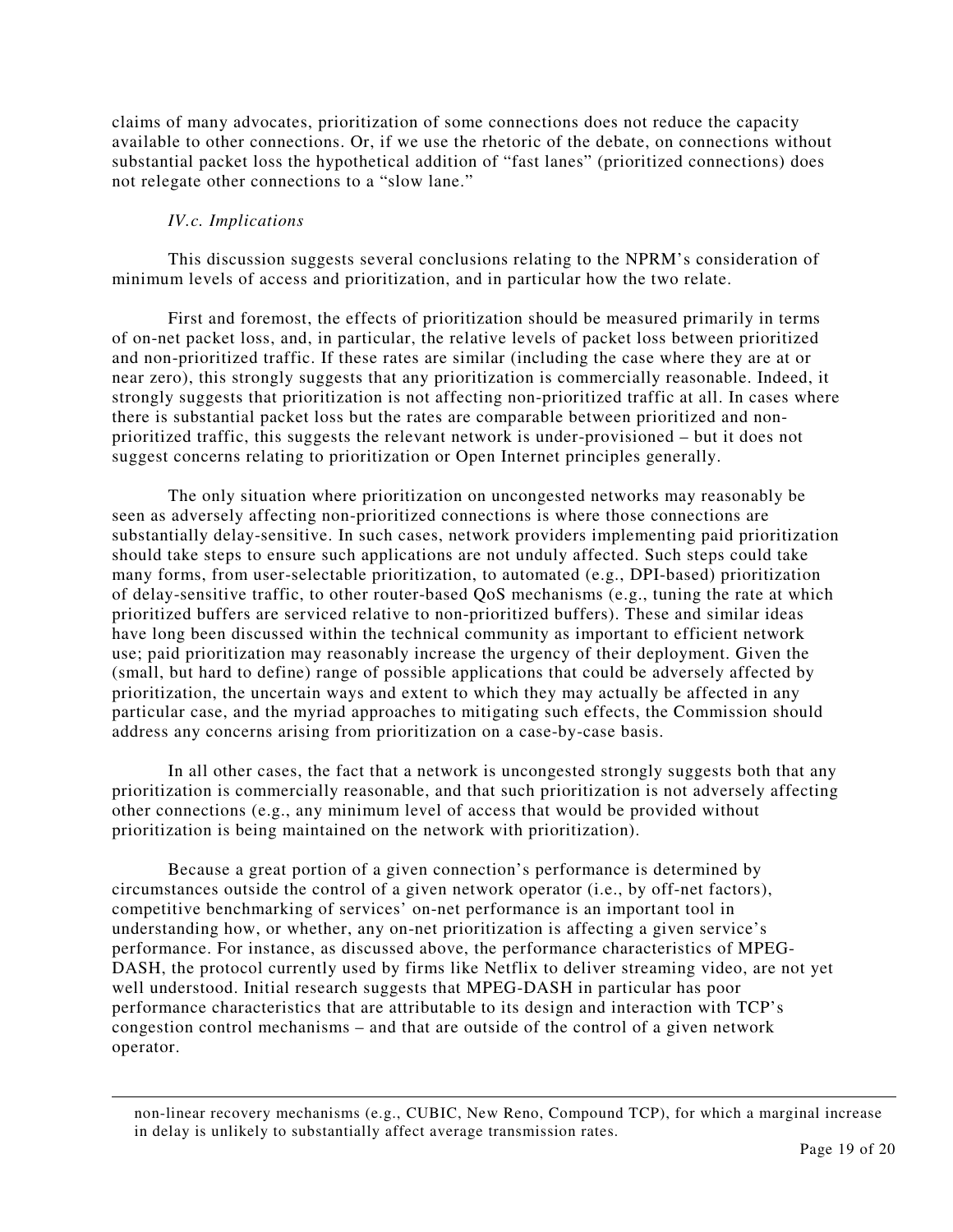claims of many advocates, prioritization of some connections does not reduce the capacity available to other connections. Or, if we use the rhetoric of the debate, on connections without substantial packet loss the hypothetical addition of "fast lanes" (prioritized connections) does not relegate other connections to a "slow lane."

*IV.c. Implications*

This discussion suggests several conclusions relating to the NPRM's consideration of minimum levels of access and prioritization, and in particular how the two relate.

First and foremost, the effects of prioritization should be measured primarily in terms of on-net packet loss, and, in particular, the relative levels of packet loss between prioritized and non-prioritized traffic. If these rates are similar (including the case where they are at or near zero), this strongly suggests that any prioritization is commercially reasonable. Indeed, it strongly suggests that prioritization is not affecting non-prioritized traffic at all. In cases where there is substantial packet loss but the rates are comparable between prioritized and non-prioritized traffic, this suggests the relevant network is under-provisioned – but it does not suggest concerns relating to prioritization or Open Internet principles generally.

The only situation where prioritization on uncongested networks may reasonably be seen as adversely affecting non-prioritized connections is where those connections are substantially delay-sensitive. In such cases, network providers implementing paid prioritization should take steps to ensure such applications are not unduly affected. Such steps could take many forms, from user-selectable prioritization, to automated (e.g., DPI-based) prioritization of delay-sensitive traffic, to other router-based QoS mechanisms (e.g., tuning the rate at which prioritized buffers are serviced relative to non-prioritized buffers). These and similar ideas have long been discussed within the technical community as important to efficient network use; paid prioritization may reasonably increase the urgency of their deployment. Given the (small, but hard to define) range of possible applications that could be adversely affected by prioritization, the uncertain ways and extent to which they may actually be affected in any particular case, and the myriad approaches to mitigating such effects, the Commission should address any concerns arising from prioritization on a case-by-case basis.

In all other cases, the fact that a network is uncongested strongly suggests both that any prioritization is commercially reasonable, and that such prioritization is not adversely affecting other connections (e.g., any minimum level of access that would be provided without prioritization is being maintained on the network with prioritization).

Because a great portion of a given connection's performance is determined by circumstances outside the control of a given network operator (i.e., by off-net factors), competitive benchmarking of services' on-net performance is an important tool in understanding how, or whether, any on-net prioritization is affecting a given service's performance. For instance, as discussed above, the performance characteristics of MPEG-DASH, the protocol currently used by firms like Netflix to deliver streaming video, are not yet well understood. Initial research suggests that MPEG-DASH in particular has poor performance characteristics that are attributable to its design and interaction with TCP's congestion control mechanisms – and that are outside of the control of a given network operator.

---

non-linear recovery mechanisms (e.g., CUBIC, New Reno, Compound TCP), for which a marginal increase in delay is unlikely to substantially affect average transmission rates.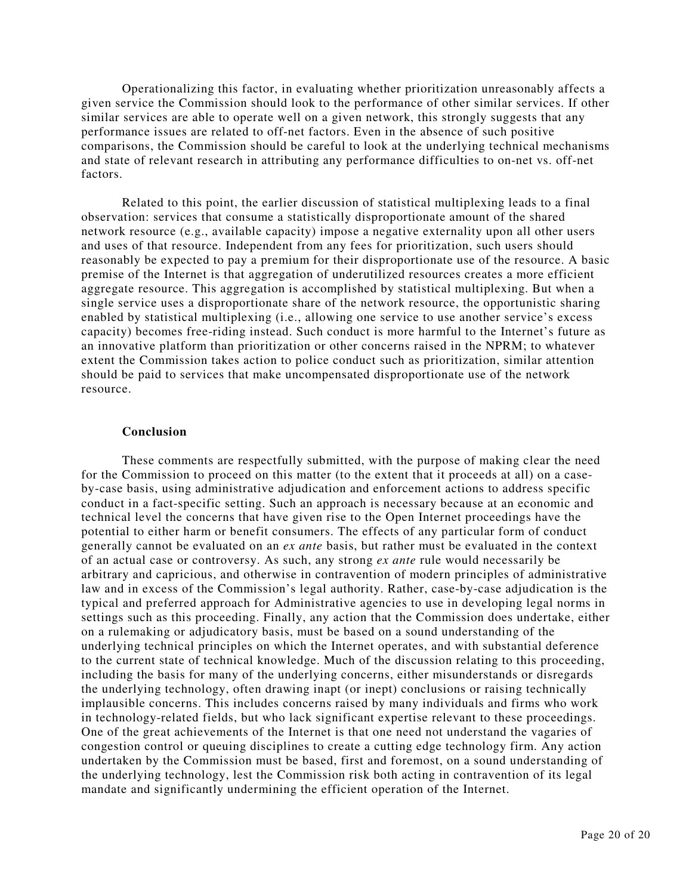Operationalizing this factor, in evaluating whether prioritization unreasonably affects a given service the Commission should look to the performance of other similar services. If other similar services are able to operate well on a given network, this strongly suggests that any performance issues are related to off-net factors. Even in the absence of such positive comparisons, the Commission should be careful to look at the underlying technical mechanisms and state of relevant research in attributing any performance difficulties to on-net vs. off-net factors.

Related to this point, the earlier discussion of statistical multiplexing leads to a final observation: services that consume a statistically disproportionate amount of the shared network resource (e.g., available capacity) impose a negative externality upon all other users and uses of that resource. Independent from any fees for prioritization, such users should reasonably be expected to pay a premium for their disproportionate use of the resource. A basic premise of the Internet is that aggregation of underutilized resources creates a more efficient aggregate resource. This aggregation is accomplished by statistical multiplexing. But when a single service uses a disproportionate share of the network resource, the opportunistic sharing enabled by statistical multiplexing (i.e., allowing one service to use another service's excess capacity) becomes free-riding instead. Such conduct is more harmful to the Internet's future as an innovative platform than prioritization or other concerns raised in the NPRM; to whatever extent the Commission takes action to police conduct such as prioritization, similar attention should be paid to services that make uncompensated disproportionate use of the network resource.

**Conclusion**

These comments are respectfully submitted, with the purpose of making clear the need for the Commission to proceed on this matter (to the extent that it proceeds at all) on a case-by-case basis, using administrative adjudication and enforcement actions to address specific conduct in a fact-specific setting. Such an approach is necessary because at an economic and technical level the concerns that have given rise to the Open Internet proceedings have the potential to either harm or benefit consumers. The effects of any particular form of conduct generally cannot be evaluated on an *ex ante* basis, but rather must be evaluated in the context of an actual case or controversy. As such, any strong *ex ante* rule would necessarily be arbitrary and capricious, and otherwise in contravention of modern principles of administrative law and in excess of the Commission's legal authority. Rather, case-by-case adjudication is the typical and preferred approach for Administrative agencies to use in developing legal norms in settings such as this proceeding. Finally, any action that the Commission does undertake, either on a rulemaking or adjudicatory basis, must be based on a sound understanding of the underlying technical principles on which the Internet operates, and with substantial deference to the current state of technical knowledge. Much of the discussion relating to this proceeding, including the basis for many of the underlying concerns, either misunderstands or disregards the underlying technology, often drawing inapt (or inept) conclusions or raising technically implausible concerns. This includes concerns raised by many individuals and firms who work in technology-related fields, but who lack significant expertise relevant to these proceedings. One of the great achievements of the Internet is that one need not understand the vagaries of congestion control or queuing disciplines to create a cutting edge technology firm. Any action undertaken by the Commission must be based, first and foremost, on a sound understanding of the underlying technology, lest the Commission risk both acting in contravention of its legal mandate and significantly undermining the efficient operation of the Internet.